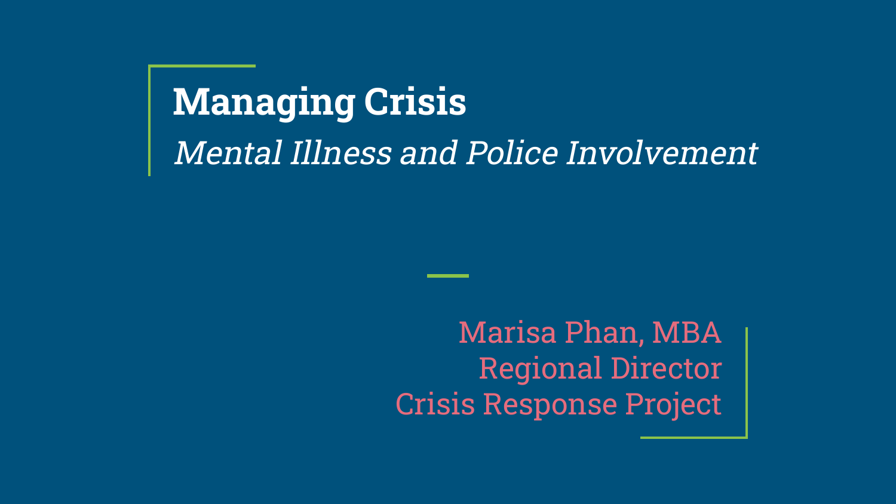# Managing Crisis

*Mental Illness and Police Involvement*

Marisa Phan, MBA
Regional Director
Crisis Response Project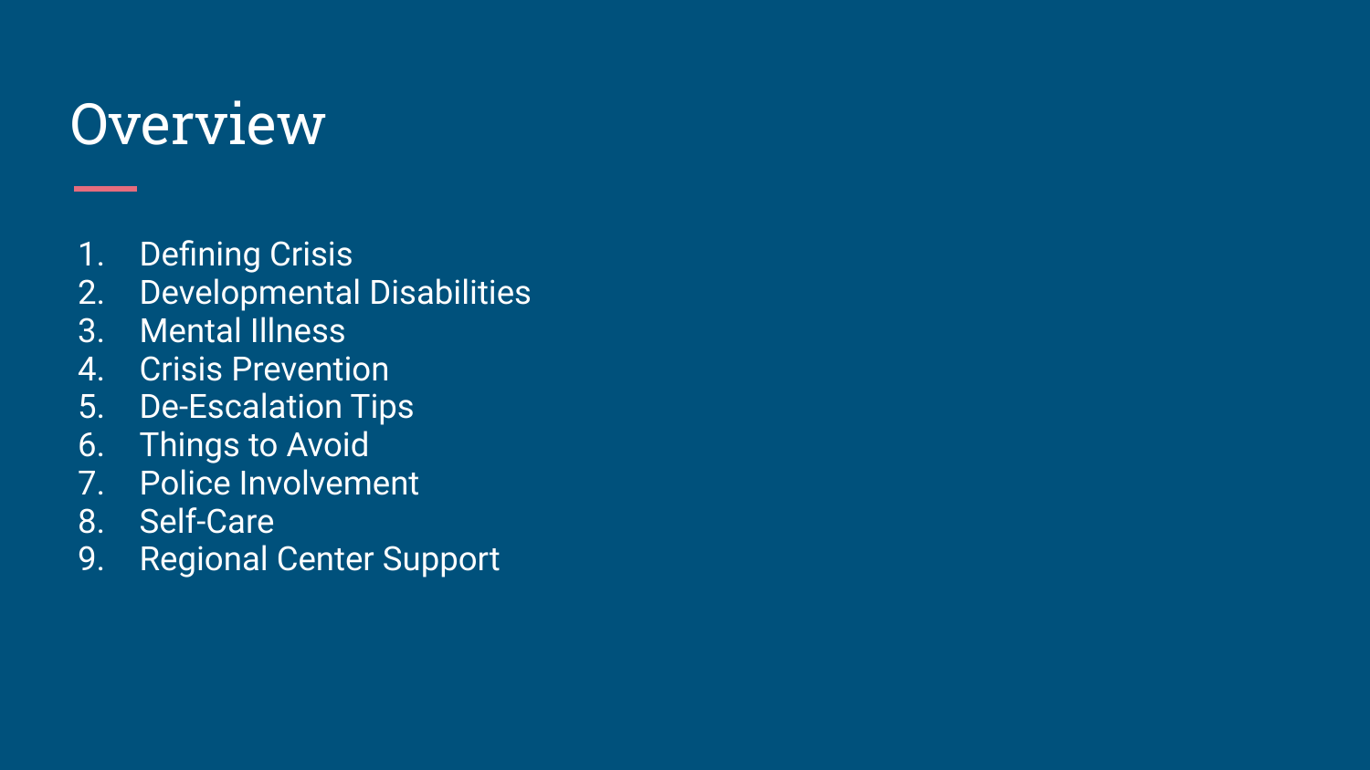# Overview

1. Defining Crisis
2. Developmental Disabilities
3. Mental Illness
4. Crisis Prevention
5. De-Escalation Tips
6. Things to Avoid
7. Police Involvement
8. Self-Care
9. Regional Center Support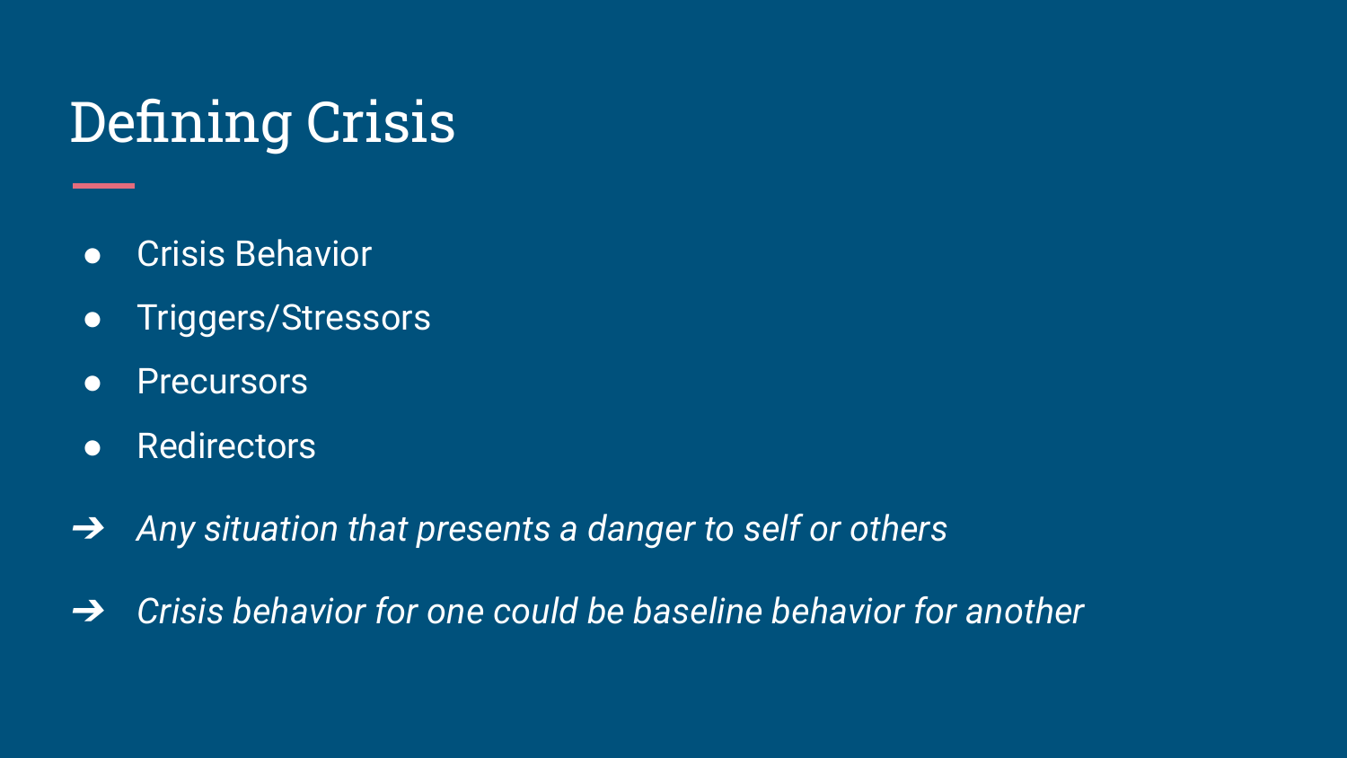# Defining Crisis

- Crisis Behavior
- Triggers/Stressors
- Precursors
- Redirectors

➔ *Any situation that presents a danger to self or others*

➔ *Crisis behavior for one could be baseline behavior for another*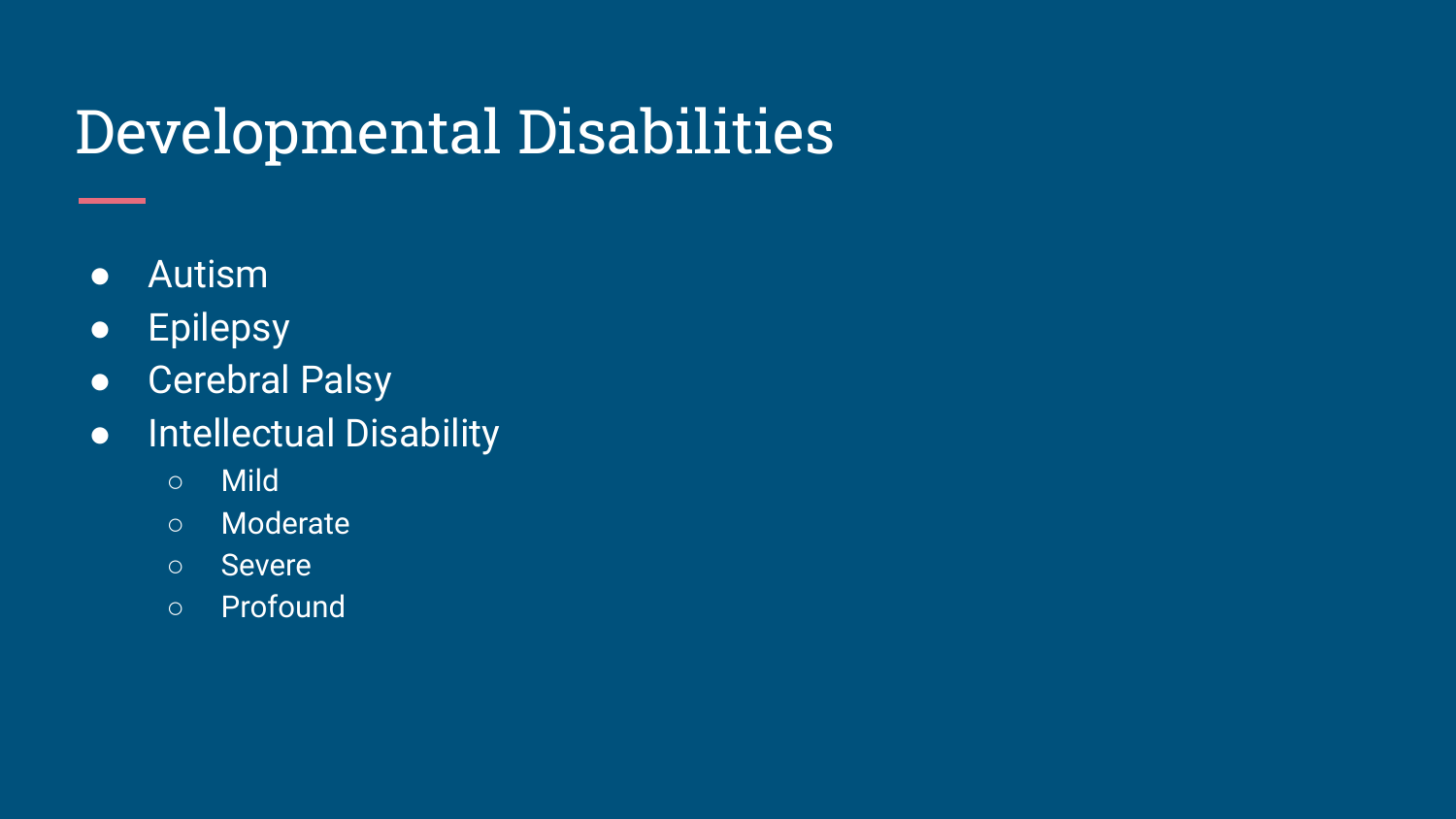# Developmental Disabilities

- Autism
- Epilepsy
- Cerebral Palsy
- Intellectual Disability
  - Mild
  - Moderate
  - Severe
  - Profound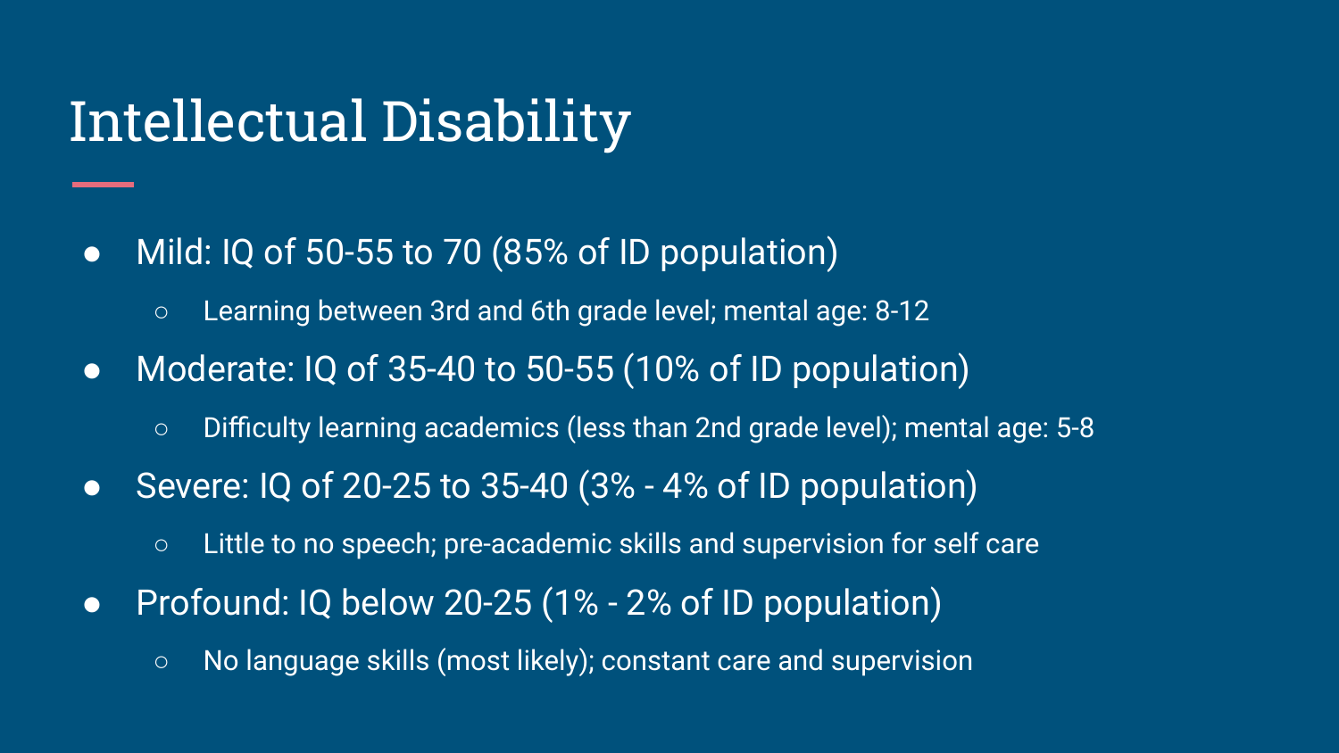# Intellectual Disability

- Mild: IQ of 50-55 to 70 (85% of ID population)
  - Learning between 3rd and 6th grade level; mental age: 8-12
- Moderate: IQ of 35-40 to 50-55 (10% of ID population)
  - Difficulty learning academics (less than 2nd grade level); mental age: 5-8
- Severe: IQ of 20-25 to 35-40 (3% - 4% of ID population)
  - Little to no speech; pre-academic skills and supervision for self care
- Profound: IQ below 20-25 (1% - 2% of ID population)
  - No language skills (most likely); constant care and supervision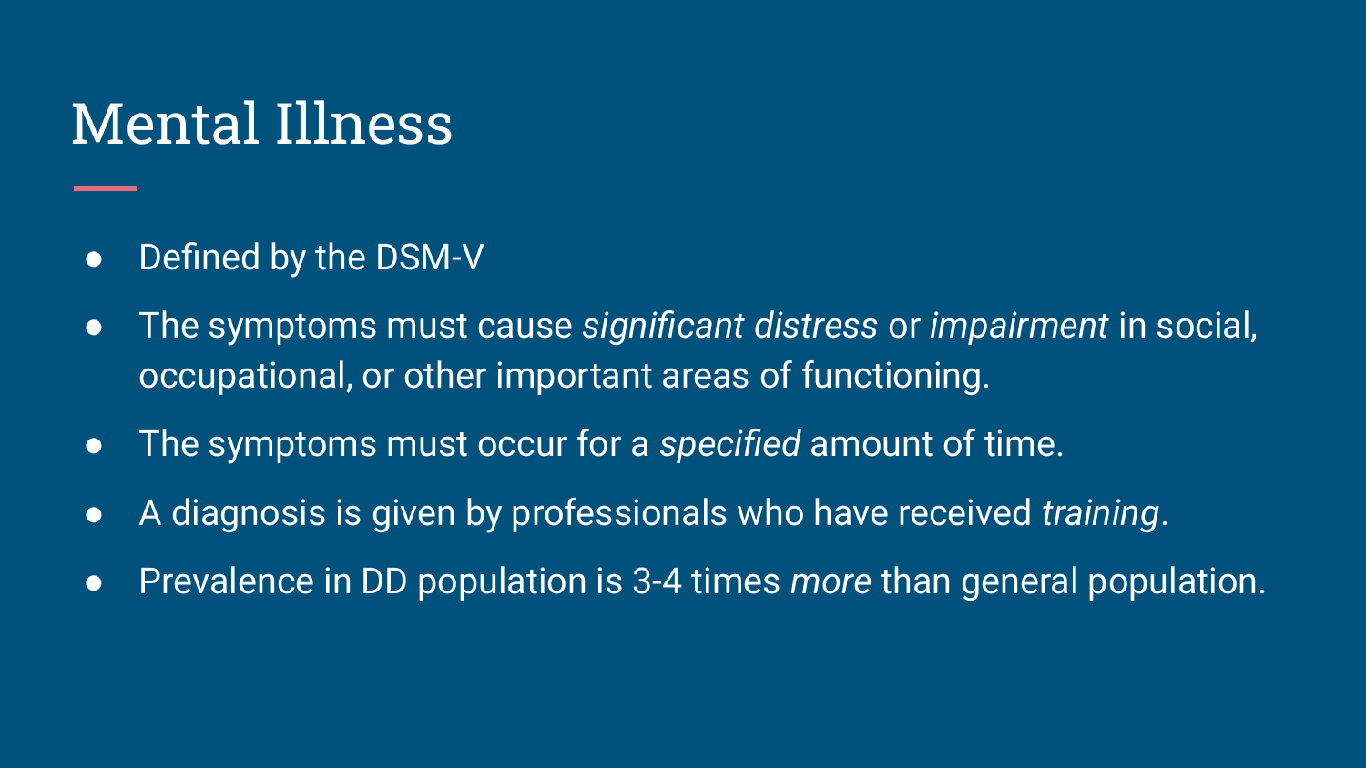# Mental Illness

- Defined by the DSM-V
- The symptoms must cause *significant distress* or *impairment* in social, occupational, or other important areas of functioning.
- The symptoms must occur for a *specified* amount of time.
- A diagnosis is given by professionals who have received *training*.
- Prevalence in DD population is 3-4 times *more* than general population.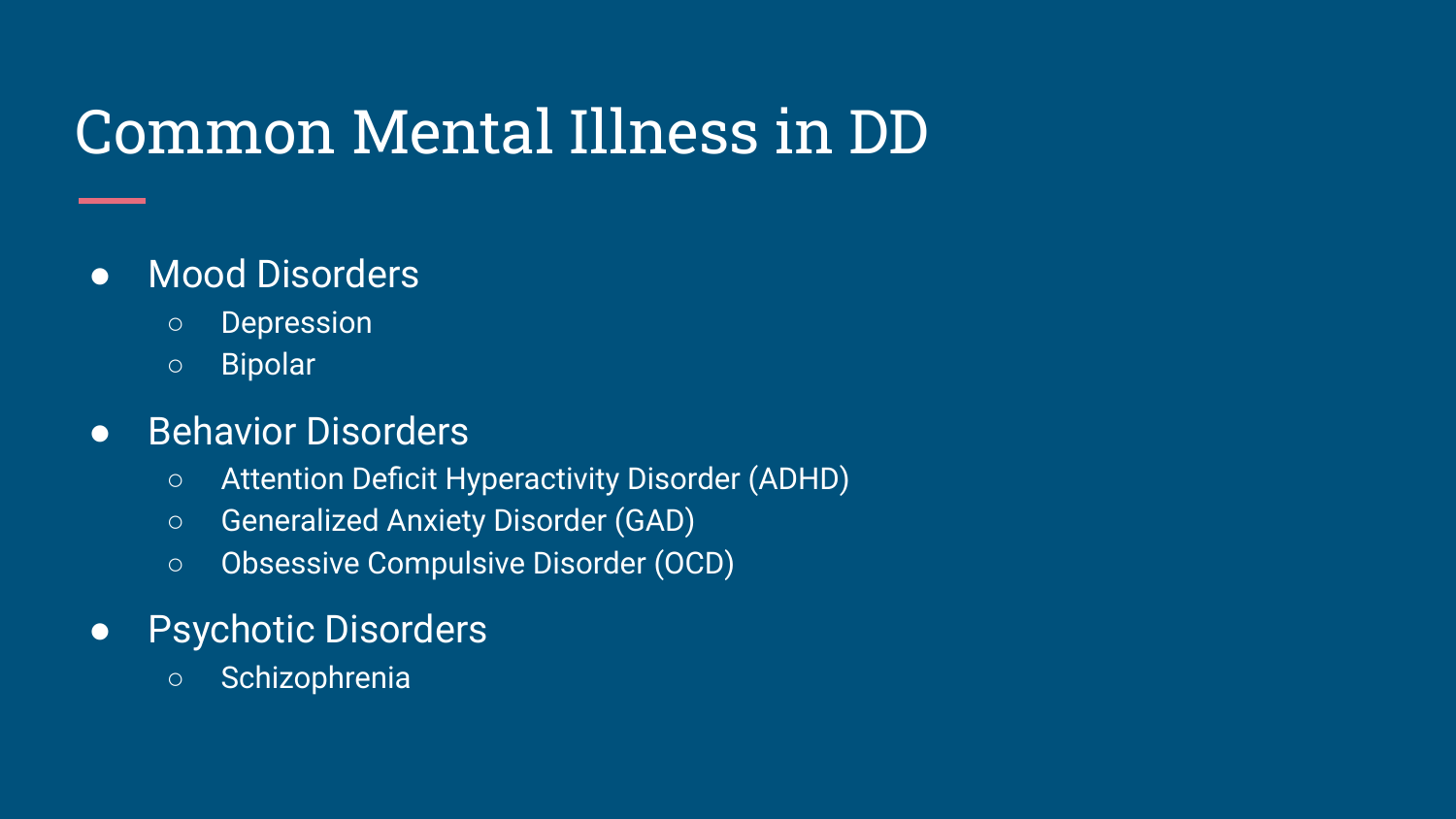# Common Mental Illness in DD

- Mood Disorders
  - Depression
  - Bipolar
- Behavior Disorders
  - Attention Deficit Hyperactivity Disorder (ADHD)
  - Generalized Anxiety Disorder (GAD)
  - Obsessive Compulsive Disorder (OCD)
- Psychotic Disorders
  - Schizophrenia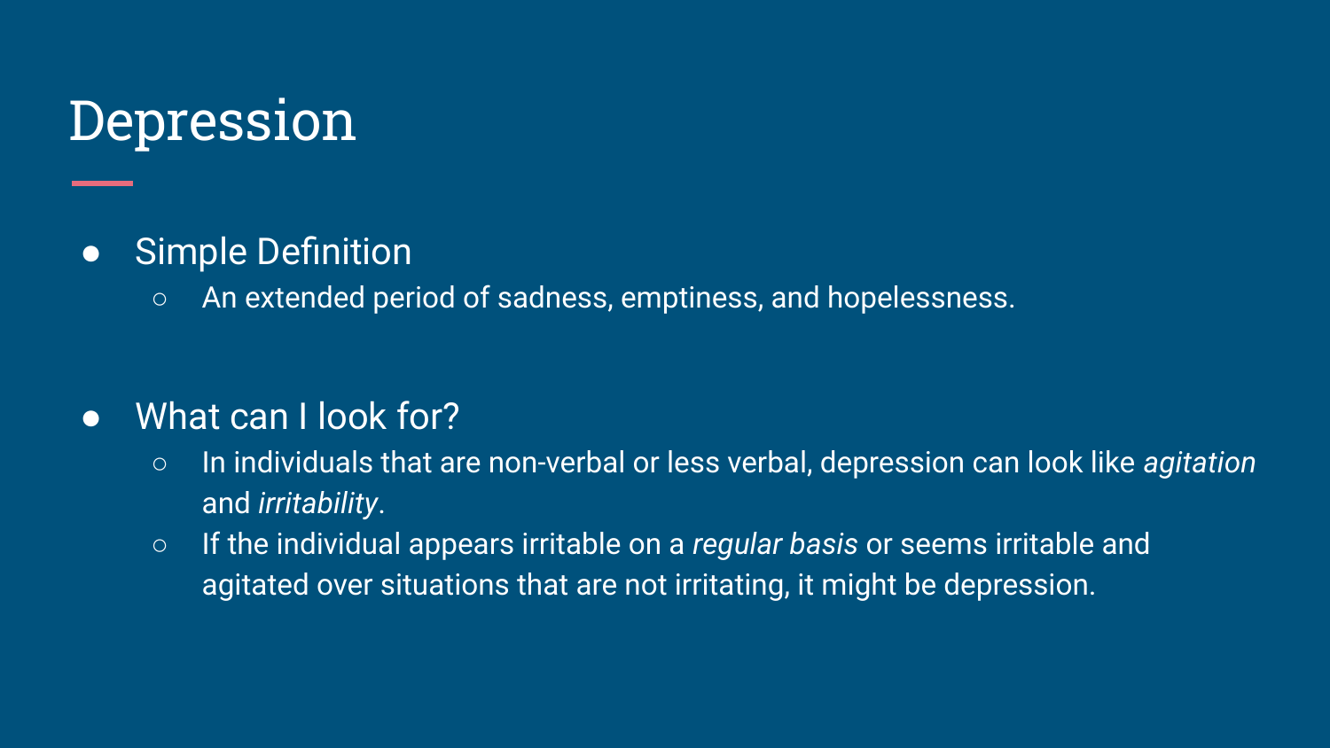# Depression

- Simple Definition
  - An extended period of sadness, emptiness, and hopelessness.

- What can I look for?
  - In individuals that are non-verbal or less verbal, depression can look like *agitation* and *irritability*.
  - If the individual appears irritable on a *regular basis* or seems irritable and agitated over situations that are not irritating, it might be depression.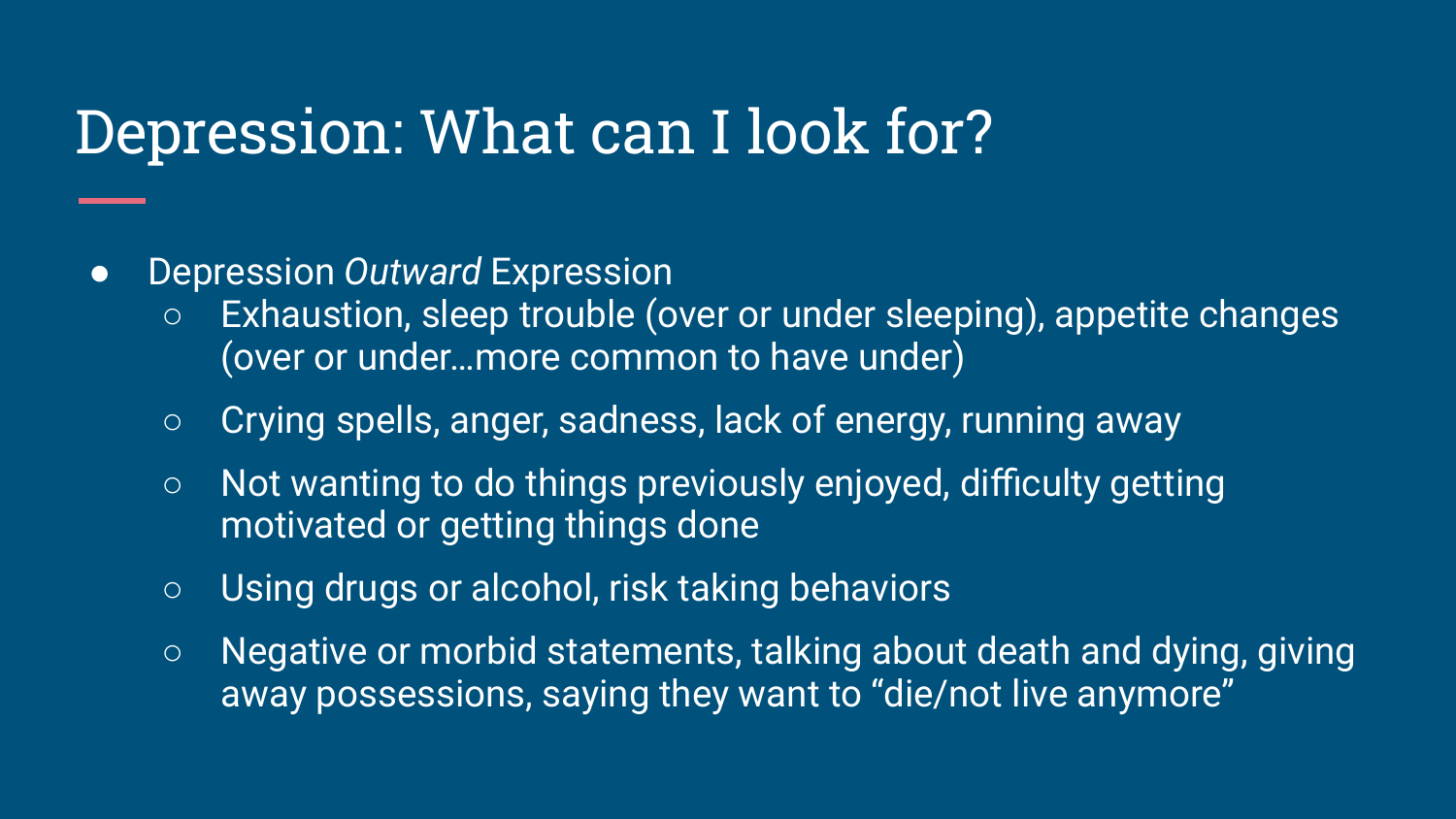# Depression: What can I look for?

- Depression *Outward* Expression
  - Exhaustion, sleep trouble (over or under sleeping), appetite changes (over or under…more common to have under)
  - Crying spells, anger, sadness, lack of energy, running away
  - Not wanting to do things previously enjoyed, difficulty getting motivated or getting things done
  - Using drugs or alcohol, risk taking behaviors
  - Negative or morbid statements, talking about death and dying, giving away possessions, saying they want to "die/not live anymore"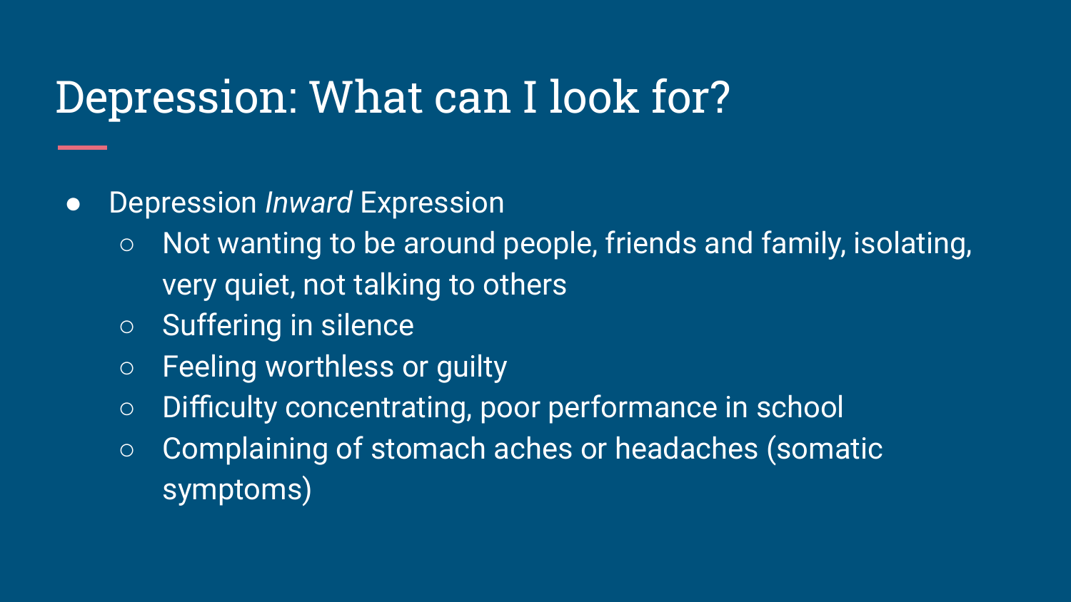# Depression: What can I look for?

- Depression *Inward* Expression
  - Not wanting to be around people, friends and family, isolating, very quiet, not talking to others
  - Suffering in silence
  - Feeling worthless or guilty
  - Difficulty concentrating, poor performance in school
  - Complaining of stomach aches or headaches (somatic symptoms)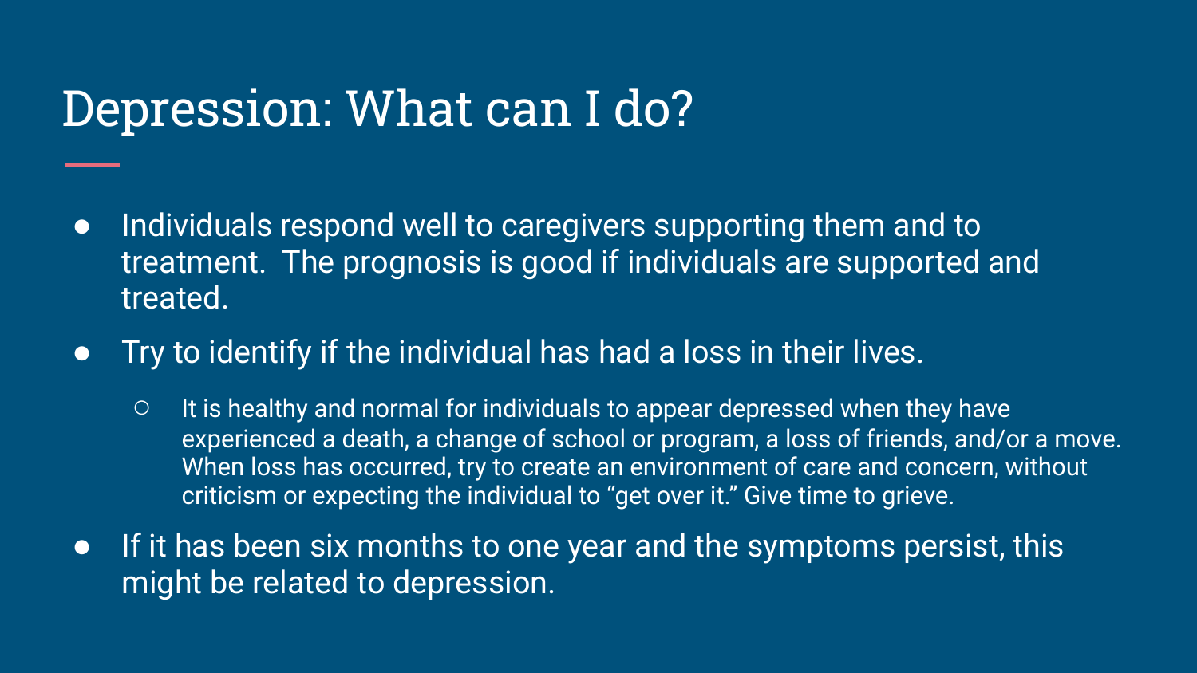# Depression: What can I do?

- Individuals respond well to caregivers supporting them and to treatment. The prognosis is good if individuals are supported and treated.
- Try to identify if the individual has had a loss in their lives.
  - It is healthy and normal for individuals to appear depressed when they have experienced a death, a change of school or program, a loss of friends, and/or a move. When loss has occurred, try to create an environment of care and concern, without criticism or expecting the individual to "get over it." Give time to grieve.
- If it has been six months to one year and the symptoms persist, this might be related to depression.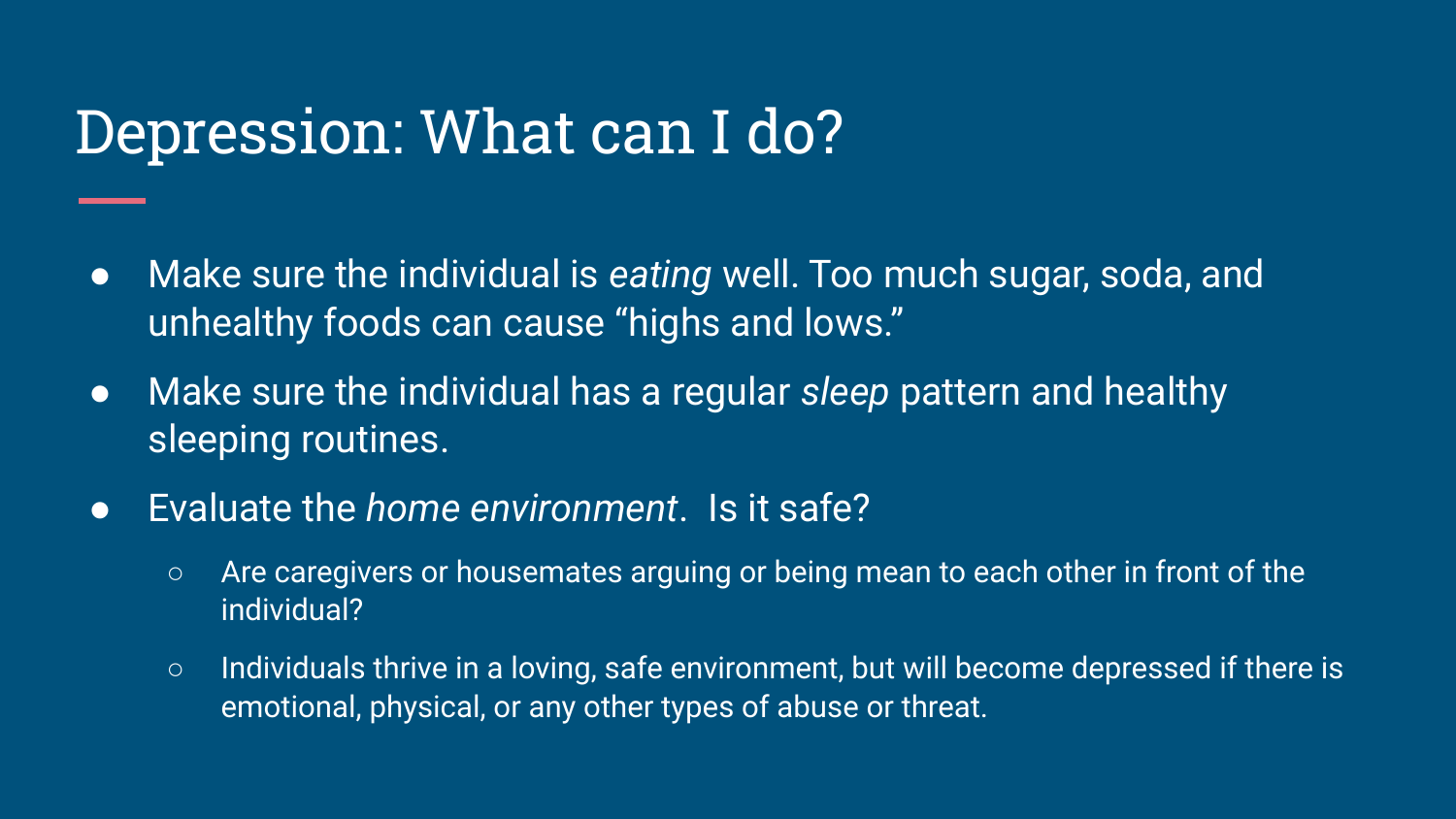# Depression: What can I do?

- Make sure the individual is *eating* well. Too much sugar, soda, and unhealthy foods can cause "highs and lows."
- Make sure the individual has a regular *sleep* pattern and healthy sleeping routines.
- Evaluate the *home environment*.  Is it safe?
  - Are caregivers or housemates arguing or being mean to each other in front of the individual?
  - Individuals thrive in a loving, safe environment, but will become depressed if there is emotional, physical, or any other types of abuse or threat.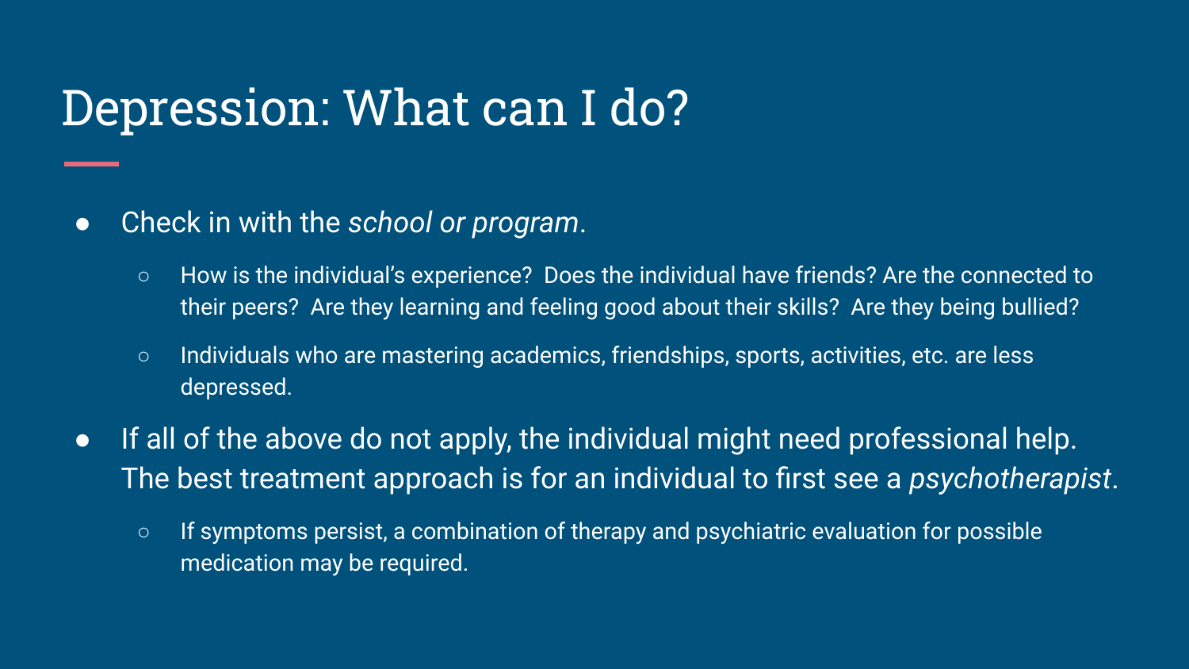# Depression: What can I do?

- Check in with the *school or program*.
  - How is the individual's experience? Does the individual have friends? Are the connected to their peers? Are they learning and feeling good about their skills? Are they being bullied?
  - Individuals who are mastering academics, friendships, sports, activities, etc. are less depressed.
- If all of the above do not apply, the individual might need professional help. The best treatment approach is for an individual to first see a *psychotherapist*.
  - If symptoms persist, a combination of therapy and psychiatric evaluation for possible medication may be required.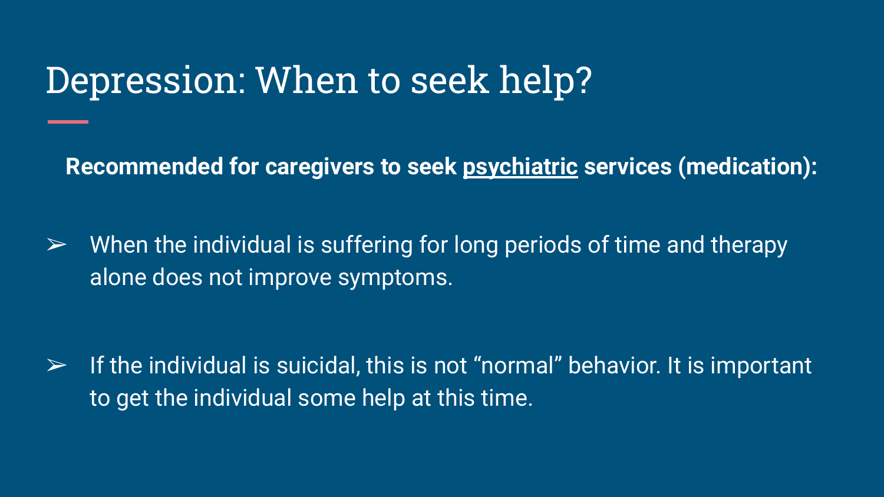# Depression: When to seek help?

**Recommended for caregivers to seek psychiatric services (medication):**

- When the individual is suffering for long periods of time and therapy alone does not improve symptoms.
- If the individual is suicidal, this is not “normal” behavior. It is important to get the individual some help at this time.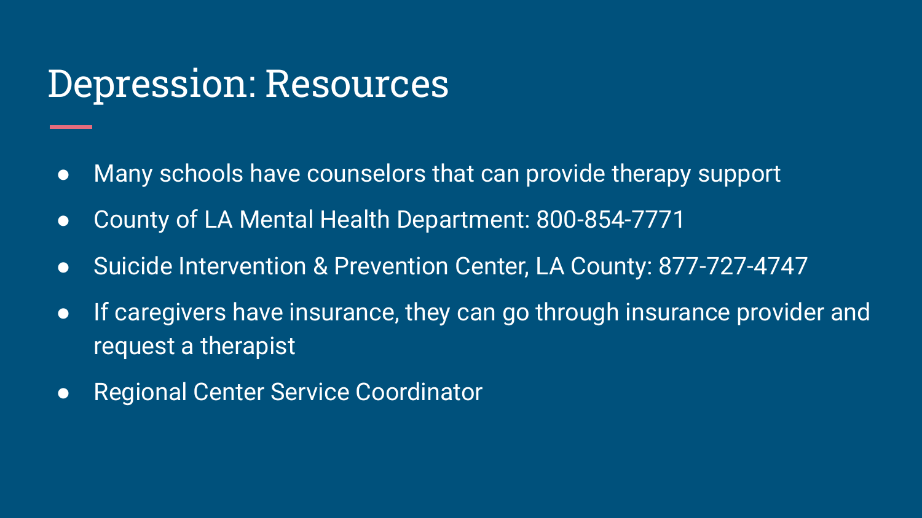# Depression: Resources

- Many schools have counselors that can provide therapy support
- County of LA Mental Health Department: 800-854-7771
- Suicide Intervention & Prevention Center, LA County: 877-727-4747
- If caregivers have insurance, they can go through insurance provider and request a therapist
- Regional Center Service Coordinator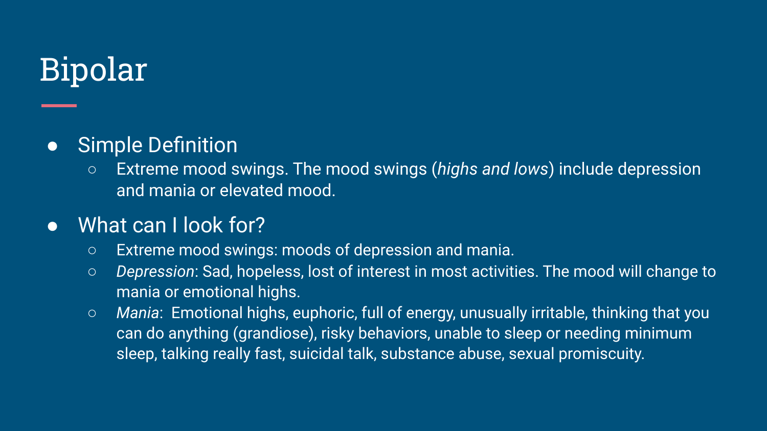# Bipolar

- Simple Definition
  - Extreme mood swings. The mood swings (*highs and lows*) include depression and mania or elevated mood.
- What can I look for?
  - Extreme mood swings: moods of depression and mania.
  - *Depression*: Sad, hopeless, lost of interest in most activities. The mood will change to mania or emotional highs.
  - *Mania*: Emotional highs, euphoric, full of energy, unusually irritable, thinking that you can do anything (grandiose), risky behaviors, unable to sleep or needing minimum sleep, talking really fast, suicidal talk, substance abuse, sexual promiscuity.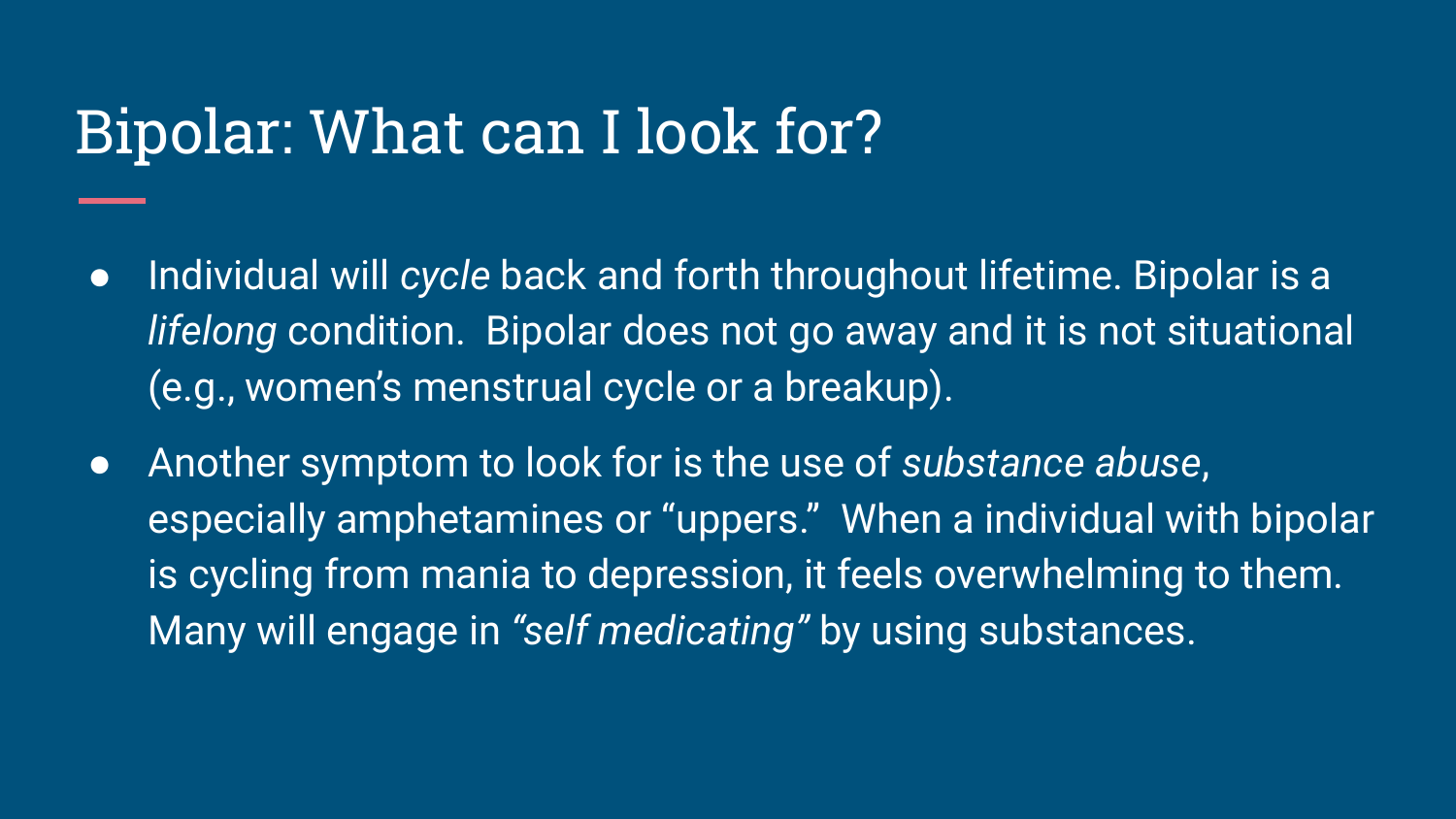# Bipolar: What can I look for?

- Individual will *cycle* back and forth throughout lifetime. Bipolar is a *lifelong* condition.  Bipolar does not go away and it is not situational (e.g., women's menstrual cycle or a breakup).
- Another symptom to look for is the use of *substance abuse*, especially amphetamines or "uppers."  When a individual with bipolar is cycling from mania to depression, it feels overwhelming to them. Many will engage in *"self medicating"* by using substances.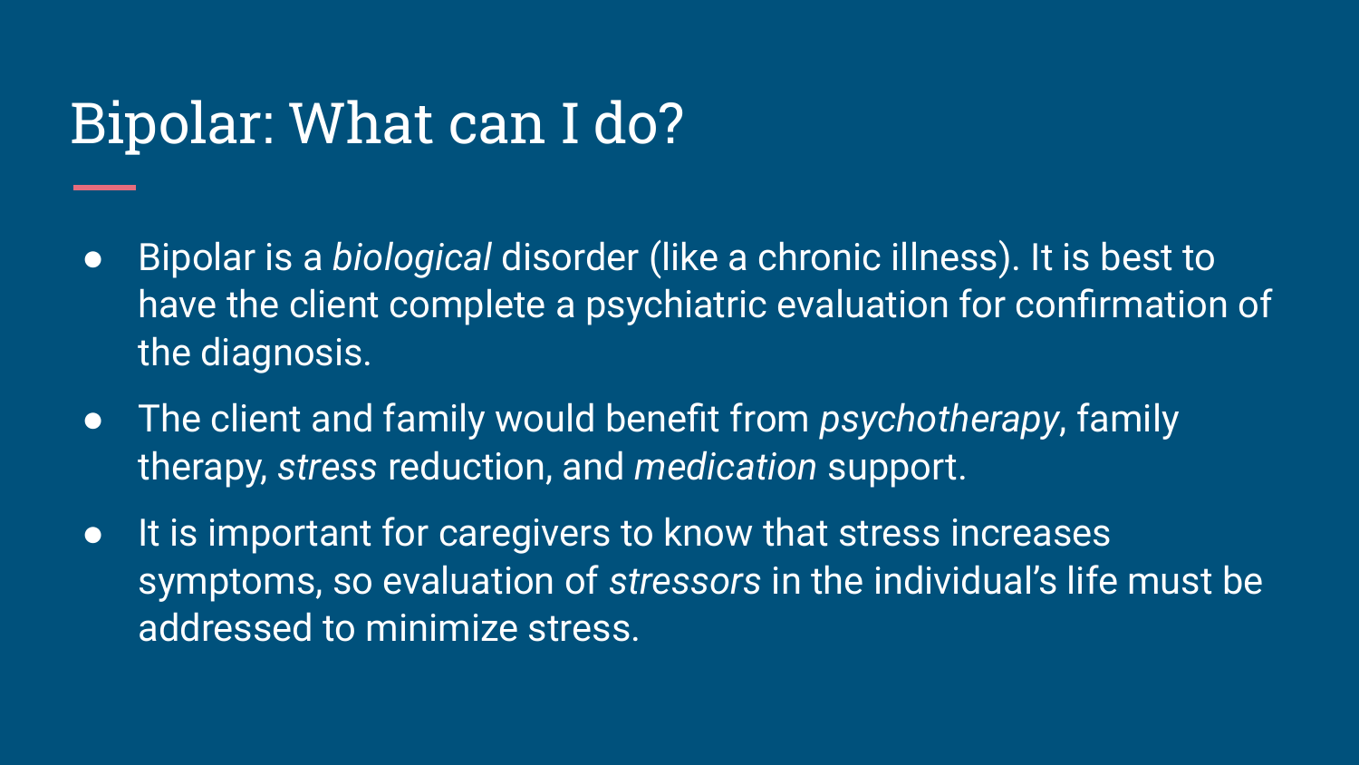# Bipolar: What can I do?

- Bipolar is a *biological* disorder (like a chronic illness). It is best to have the client complete a psychiatric evaluation for confirmation of the diagnosis.
- The client and family would benefit from *psychotherapy*, family therapy, *stress* reduction, and *medication* support.
- It is important for caregivers to know that stress increases symptoms, so evaluation of *stressors* in the individual's life must be addressed to minimize stress.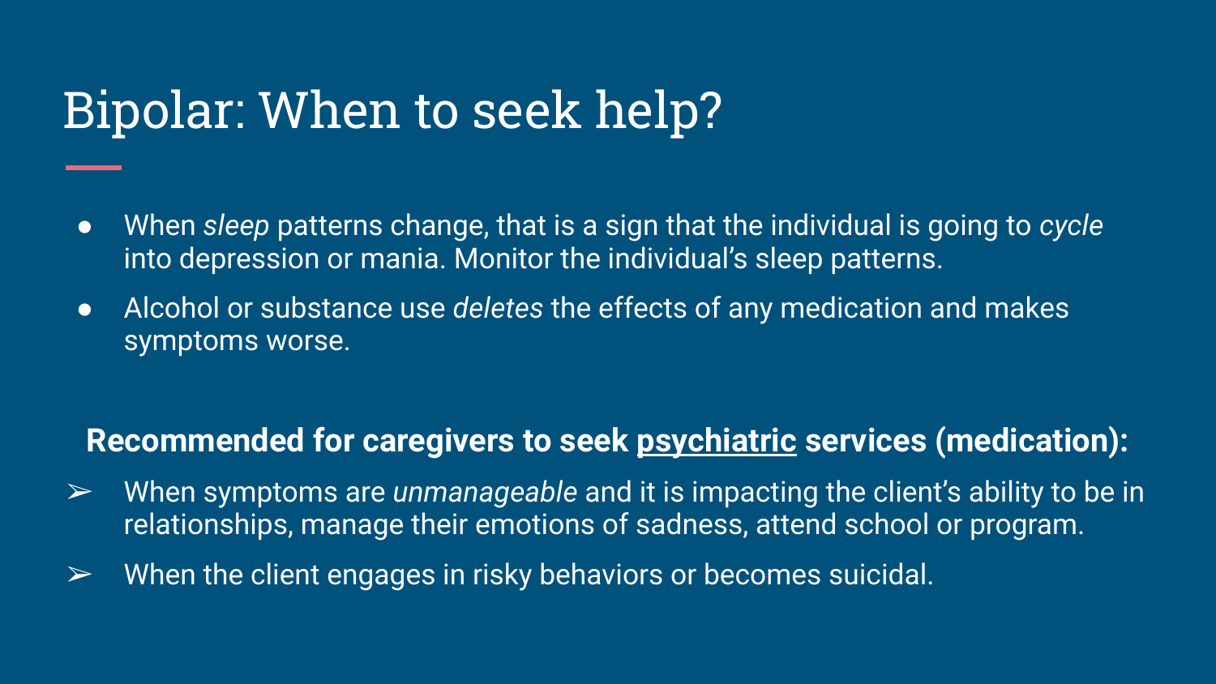# Bipolar: When to seek help?

- When *sleep* patterns change, that is a sign that the individual is going to *cycle* into depression or mania. Monitor the individual's sleep patterns.
- Alcohol or substance use *deletes* the effects of any medication and makes symptoms worse.

**Recommended for caregivers to seek <u>psychiatric</u> services (medication):**

- ➢ When symptoms are *unmanageable* and it is impacting the client's ability to be in relationships, manage their emotions of sadness, attend school or program.
- ➢ When the client engages in risky behaviors or becomes suicidal.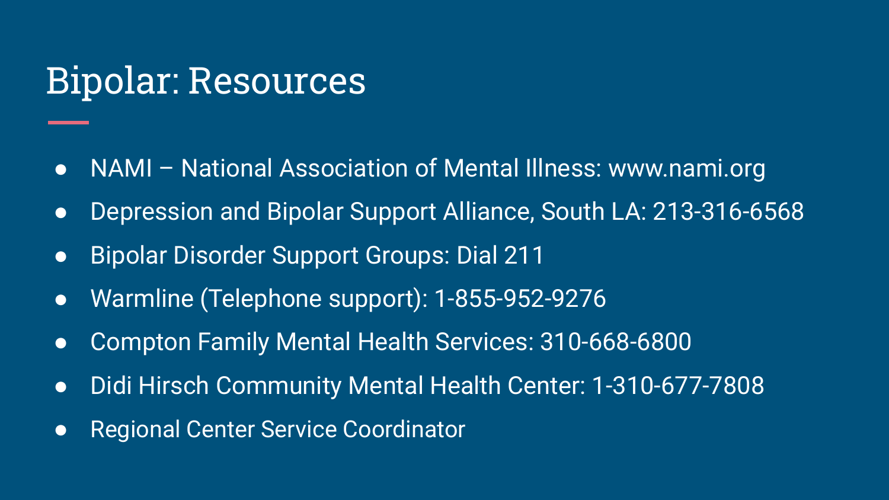# Bipolar: Resources

- NAMI – National Association of Mental Illness: www.nami.org
- Depression and Bipolar Support Alliance, South LA: 213-316-6568
- Bipolar Disorder Support Groups: Dial 211
- Warmline (Telephone support): 1-855-952-9276
- Compton Family Mental Health Services: 310-668-6800
- Didi Hirsch Community Mental Health Center: 1-310-677-7808
- Regional Center Service Coordinator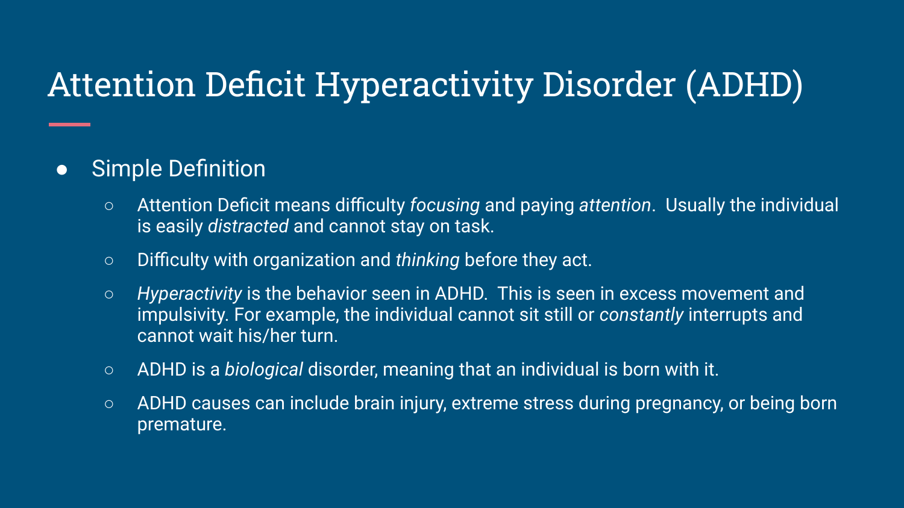# Attention Deficit Hyperactivity Disorder (ADHD)

- Simple Definition
  - Attention Deficit means difficulty *focusing* and paying *attention*. Usually the individual is easily *distracted* and cannot stay on task.
  - Difficulty with organization and *thinking* before they act.
  - *Hyperactivity* is the behavior seen in ADHD. This is seen in excess movement and impulsivity. For example, the individual cannot sit still or *constantly* interrupts and cannot wait his/her turn.
  - ADHD is a *biological* disorder, meaning that an individual is born with it.
  - ADHD causes can include brain injury, extreme stress during pregnancy, or being born premature.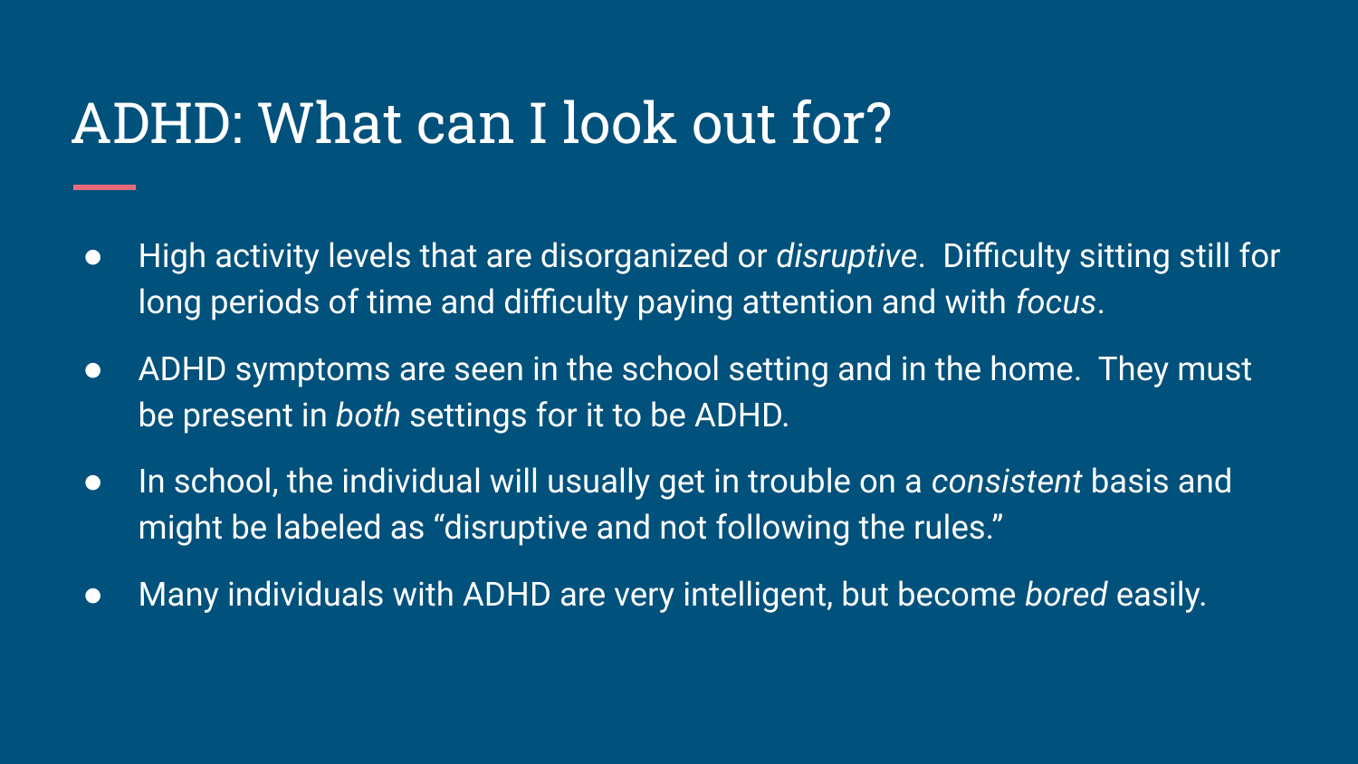# ADHD: What can I look out for?

- High activity levels that are disorganized or *disruptive*. Difficulty sitting still for long periods of time and difficulty paying attention and with *focus*.
- ADHD symptoms are seen in the school setting and in the home. They must be present in *both* settings for it to be ADHD.
- In school, the individual will usually get in trouble on a *consistent* basis and might be labeled as "disruptive and not following the rules."
- Many individuals with ADHD are very intelligent, but become *bored* easily.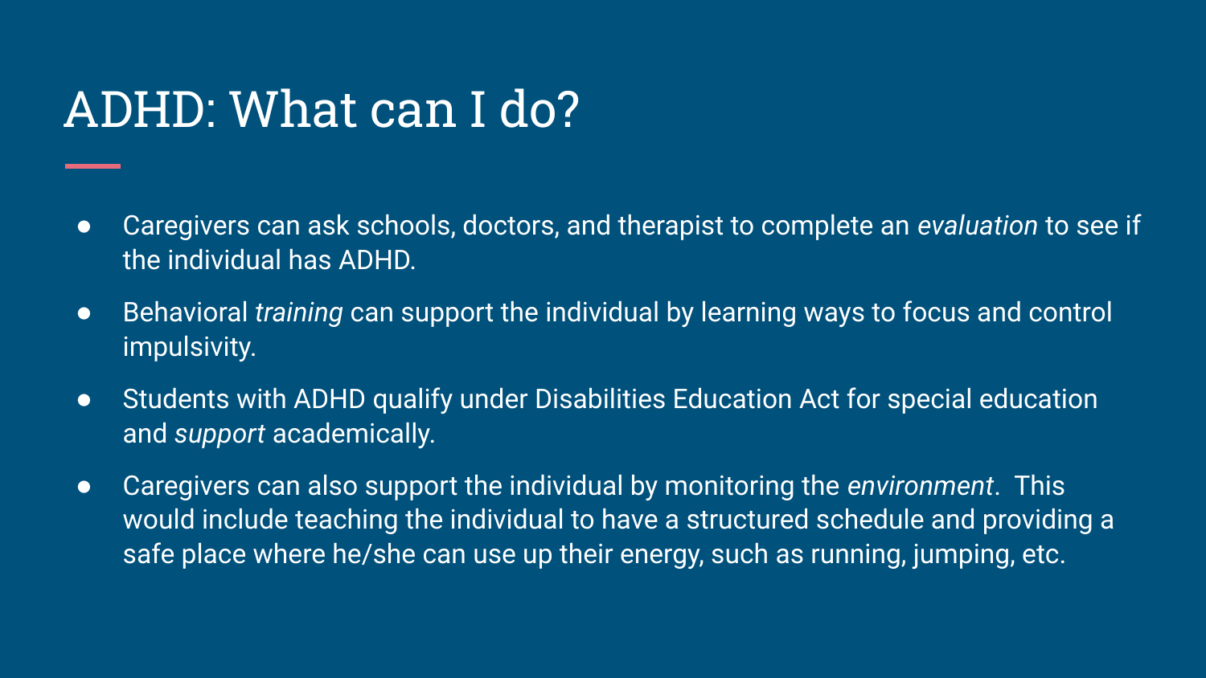# ADHD: What can I do?

- Caregivers can ask schools, doctors, and therapist to complete an *evaluation* to see if the individual has ADHD.
- Behavioral *training* can support the individual by learning ways to focus and control impulsivity.
- Students with ADHD qualify under Disabilities Education Act for special education and *support* academically.
- Caregivers can also support the individual by monitoring the *environment*. This would include teaching the individual to have a structured schedule and providing a safe place where he/she can use up their energy, such as running, jumping, etc.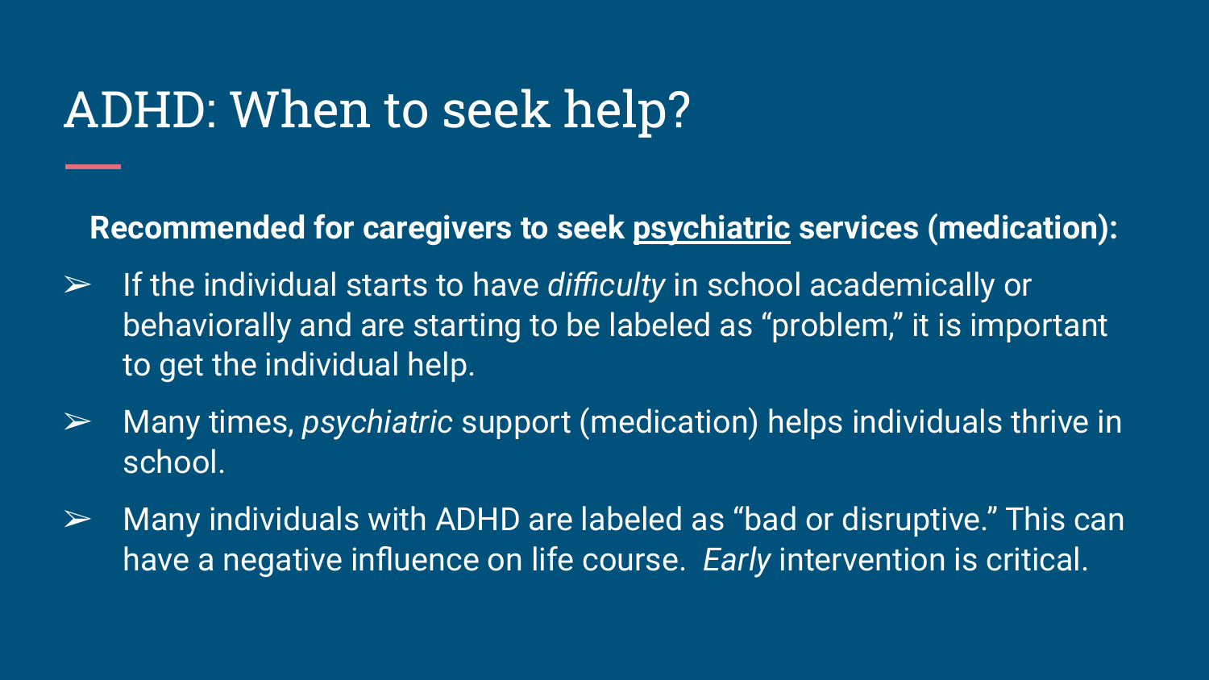# ADHD: When to seek help?

**Recommended for caregivers to seek <u>psychiatric</u> services (medication):**

- If the individual starts to have *difficulty* in school academically or behaviorally and are starting to be labeled as "problem," it is important to get the individual help.
- Many times, *psychiatric* support (medication) helps individuals thrive in school.
- Many individuals with ADHD are labeled as "bad or disruptive." This can have a negative influence on life course. *Early* intervention is critical.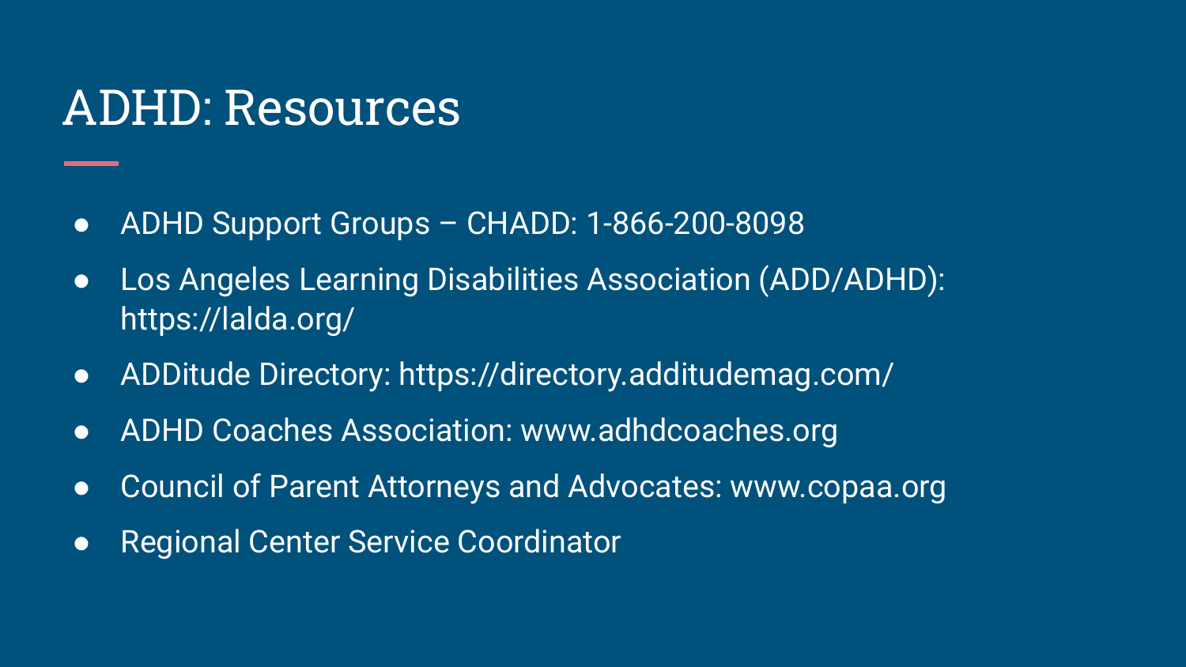# ADHD: Resources

- ADHD Support Groups – CHADD: 1-866-200-8098
- Los Angeles Learning Disabilities Association (ADD/ADHD): https://lalda.org/
- ADDitude Directory: https://directory.additudemag.com/
- ADHD Coaches Association: www.adhdcoaches.org
- Council of Parent Attorneys and Advocates: www.copaa.org
- Regional Center Service Coordinator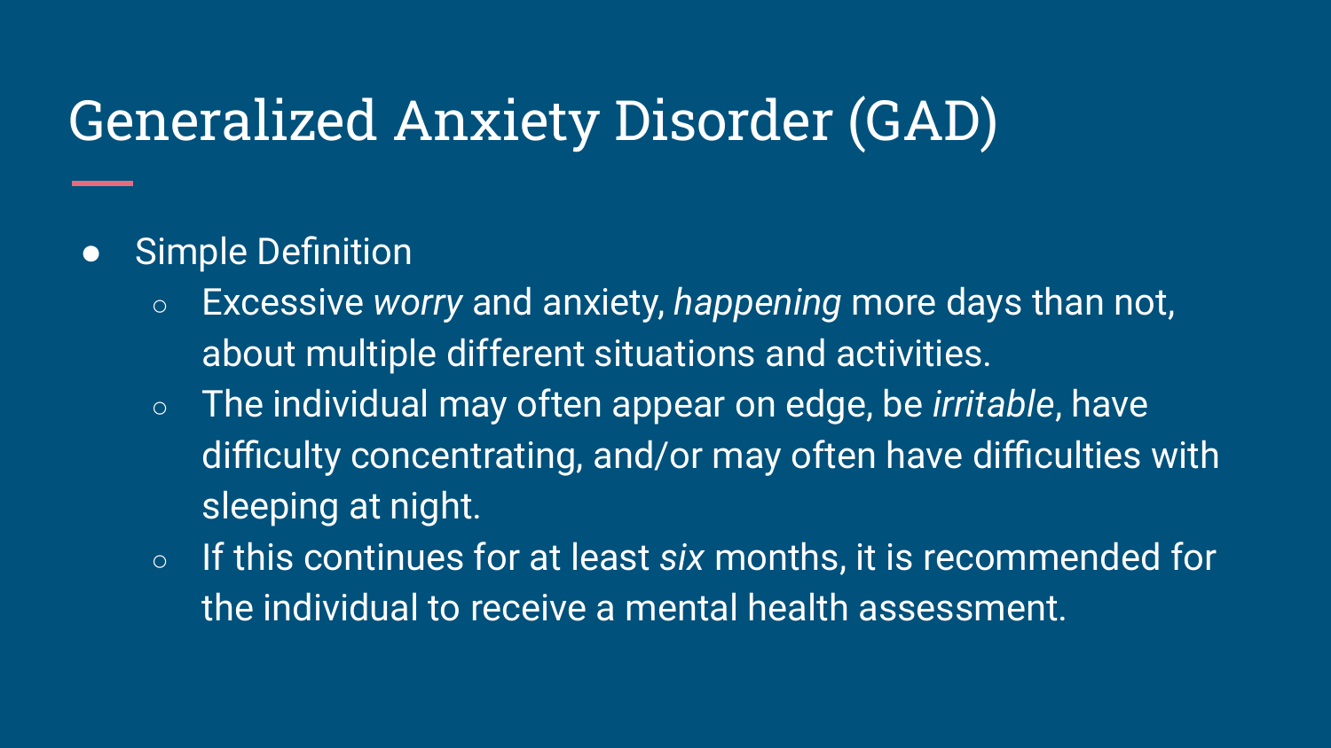# Generalized Anxiety Disorder (GAD)

- Simple Definition
  - Excessive *worry* and anxiety, *happening* more days than not, about multiple different situations and activities.
  - The individual may often appear on edge, be *irritable*, have difficulty concentrating, and/or may often have difficulties with sleeping at night.
  - If this continues for at least *six* months, it is recommended for the individual to receive a mental health assessment.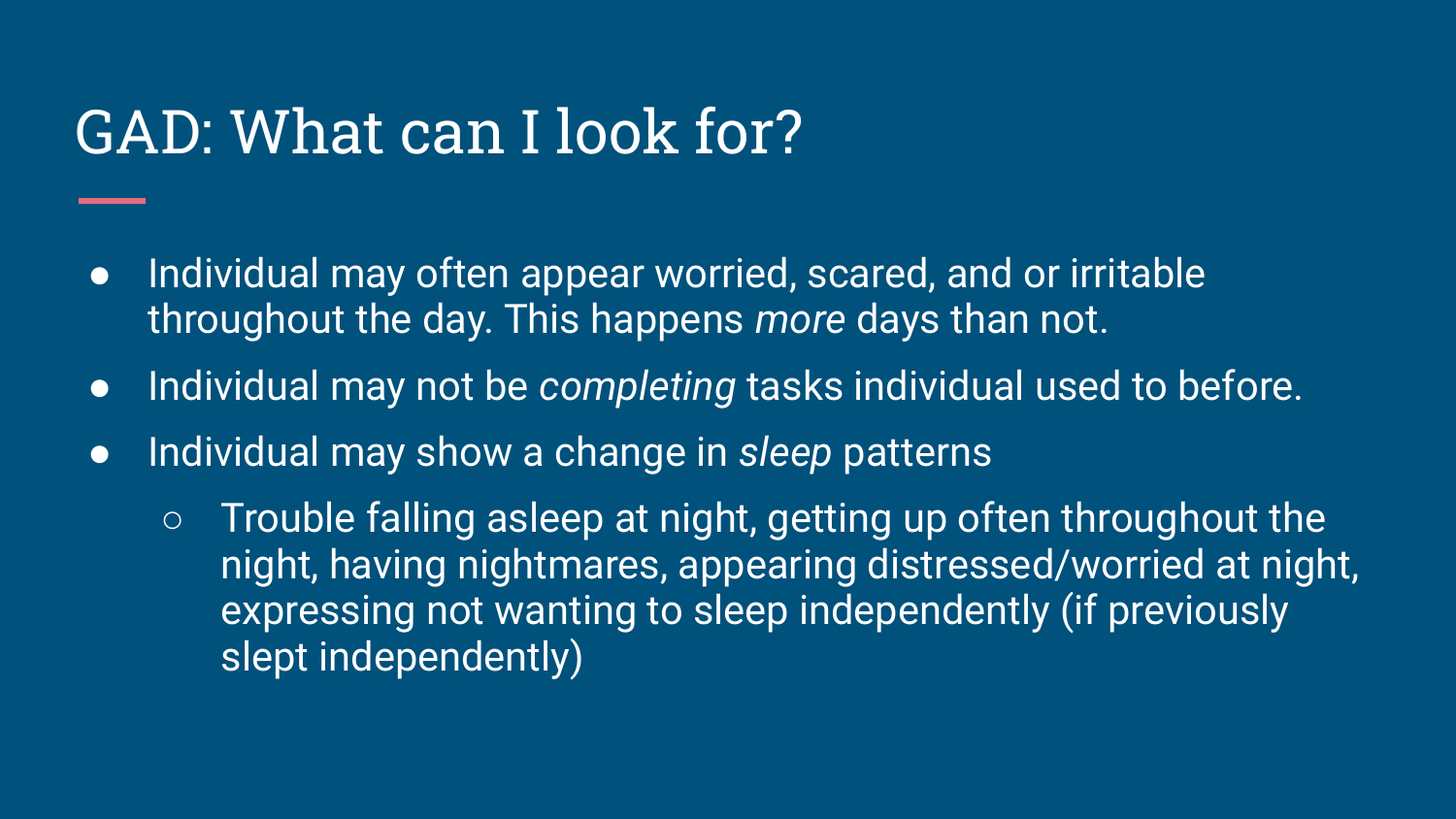# GAD: What can I look for?

- Individual may often appear worried, scared, and or irritable throughout the day. This happens *more* days than not.
- Individual may not be *completing* tasks individual used to before.
- Individual may show a change in *sleep* patterns
  - Trouble falling asleep at night, getting up often throughout the night, having nightmares, appearing distressed/worried at night, expressing not wanting to sleep independently (if previously slept independently)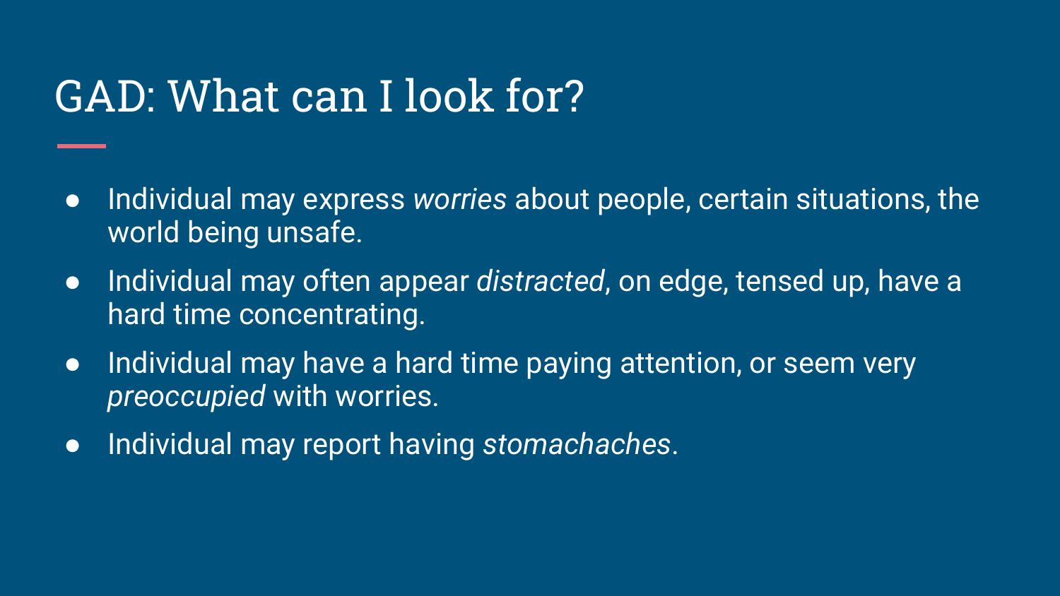# GAD: What can I look for?

- Individual may express *worries* about people, certain situations, the world being unsafe.
- Individual may often appear *distracted*, on edge, tensed up, have a hard time concentrating.
- Individual may have a hard time paying attention, or seem very *preoccupied* with worries.
- Individual may report having *stomachaches*.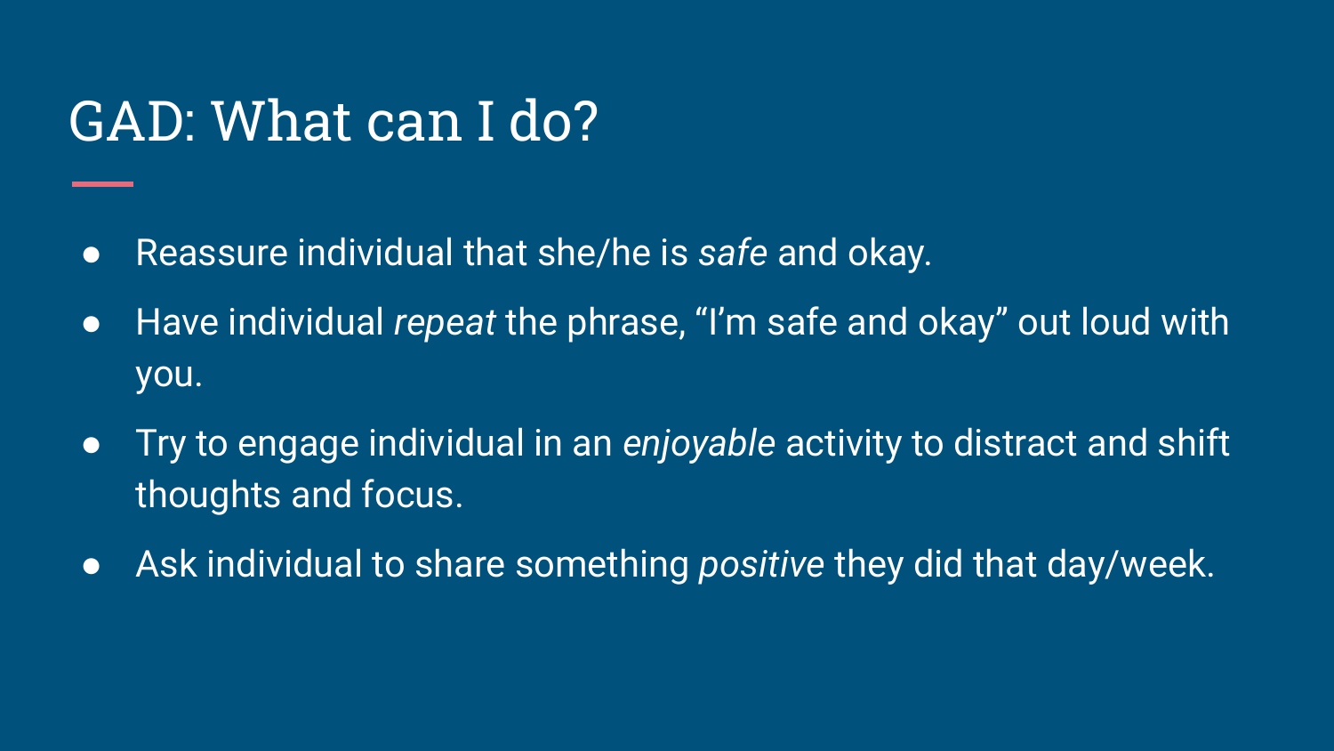# GAD: What can I do?

- Reassure individual that she/he is *safe* and okay.
- Have individual *repeat* the phrase, "I'm safe and okay" out loud with you.
- Try to engage individual in an *enjoyable* activity to distract and shift thoughts and focus.
- Ask individual to share something *positive* they did that day/week.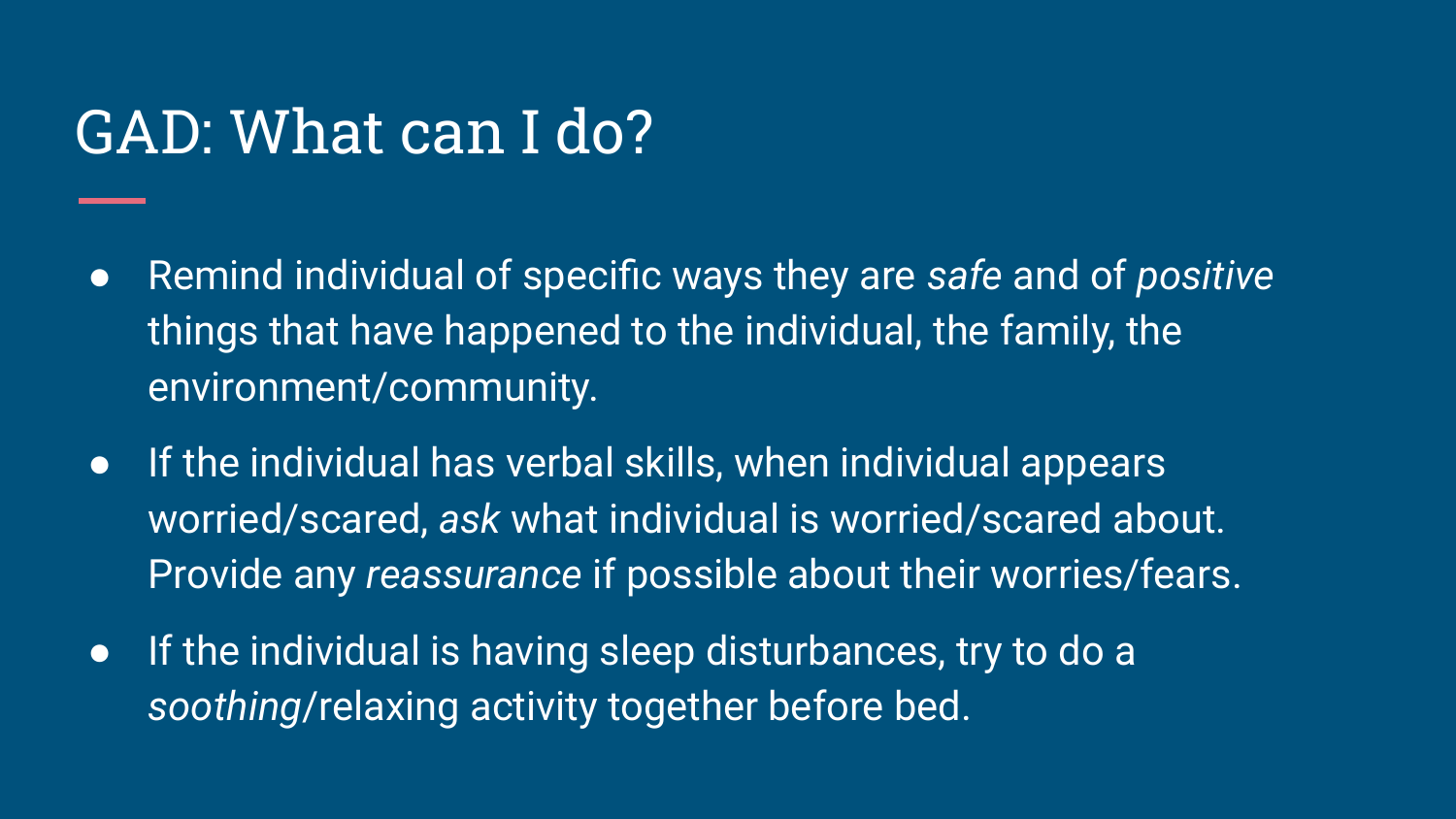# GAD: What can I do?

- Remind individual of specific ways they are *safe* and of *positive* things that have happened to the individual, the family, the environment/community.
- If the individual has verbal skills, when individual appears worried/scared, *ask* what individual is worried/scared about. Provide any *reassurance* if possible about their worries/fears.
- If the individual is having sleep disturbances, try to do a *soothing*/relaxing activity together before bed.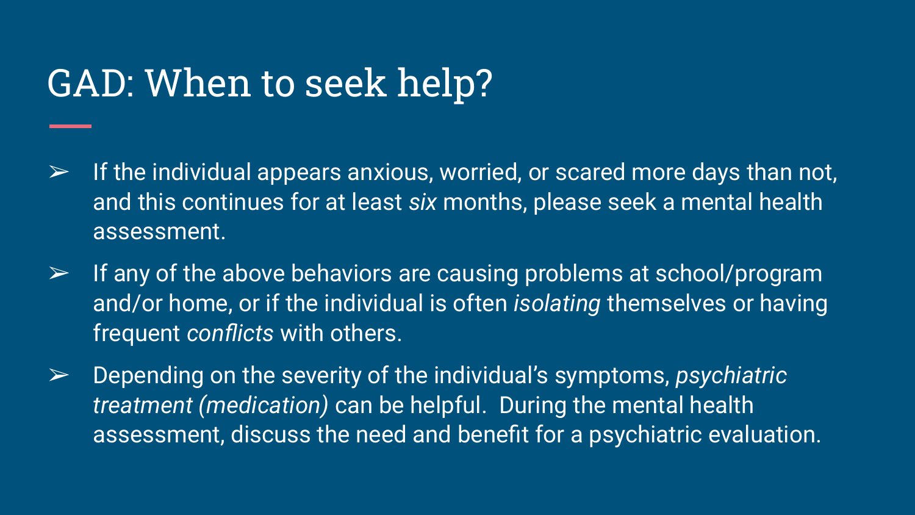# GAD: When to seek help?

- If the individual appears anxious, worried, or scared more days than not, and this continues for at least *six* months, please seek a mental health assessment.
- If any of the above behaviors are causing problems at school/program and/or home, or if the individual is often *isolating* themselves or having frequent *conflicts* with others.
- Depending on the severity of the individual's symptoms, *psychiatric treatment (medication)* can be helpful. During the mental health assessment, discuss the need and benefit for a psychiatric evaluation.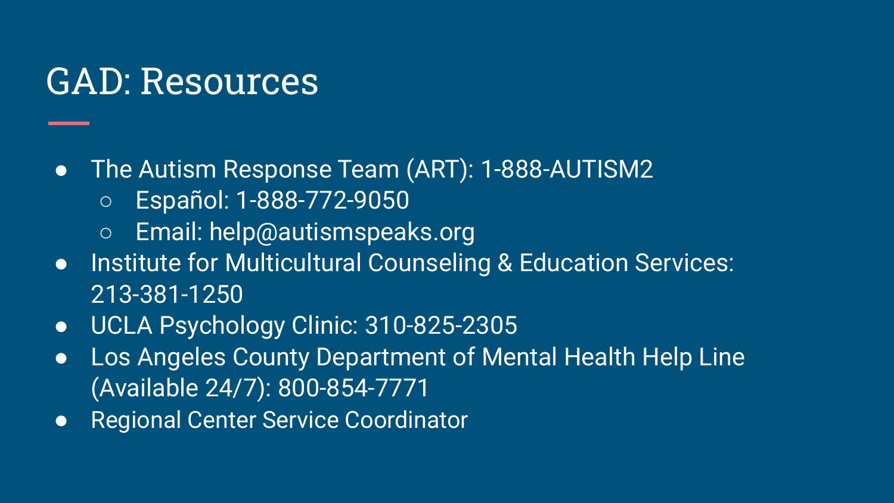# GAD: Resources

- The Autism Response Team (ART): 1-888-AUTISM2
  - Español: 1-888-772-9050
  - Email: help@autismspeaks.org
- Institute for Multicultural Counseling & Education Services: 213-381-1250
- UCLA Psychology Clinic: 310-825-2305
- Los Angeles County Department of Mental Health Help Line (Available 24/7): 800-854-7771
- Regional Center Service Coordinator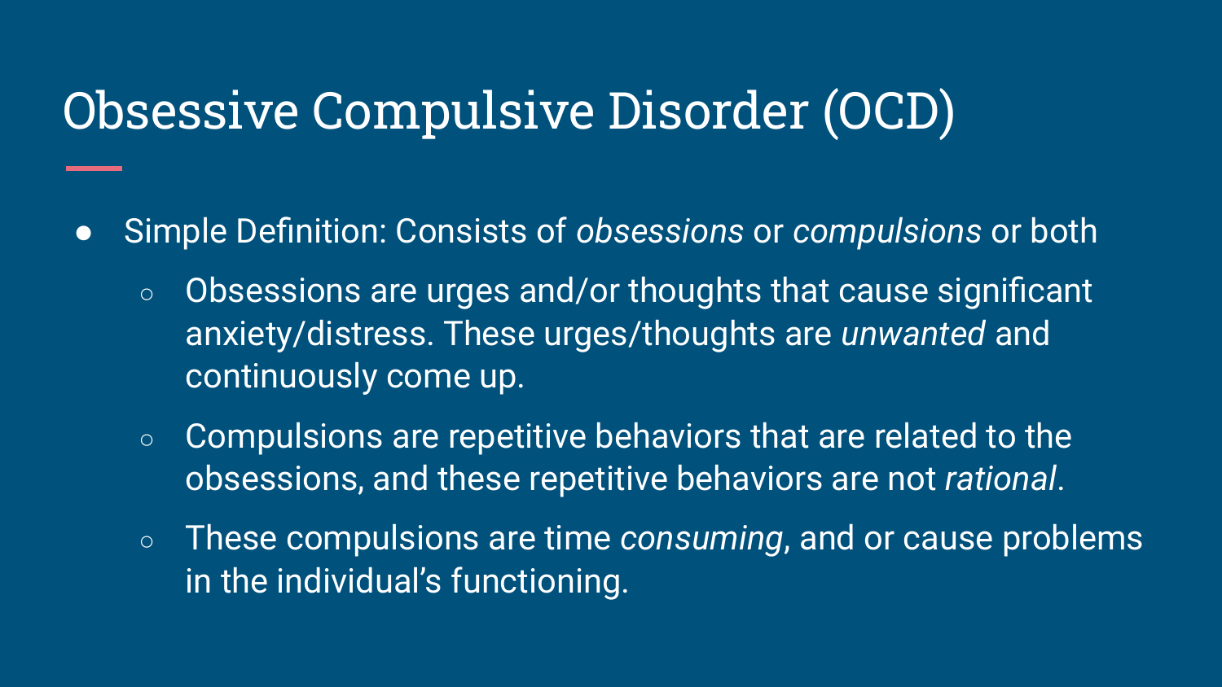# Obsessive Compulsive Disorder (OCD)

- Simple Definition: Consists of *obsessions* or *compulsions* or both
  - Obsessions are urges and/or thoughts that cause significant anxiety/distress. These urges/thoughts are *unwanted* and continuously come up.
  - Compulsions are repetitive behaviors that are related to the obsessions, and these repetitive behaviors are not *rational*.
  - These compulsions are time *consuming*, and or cause problems in the individual's functioning.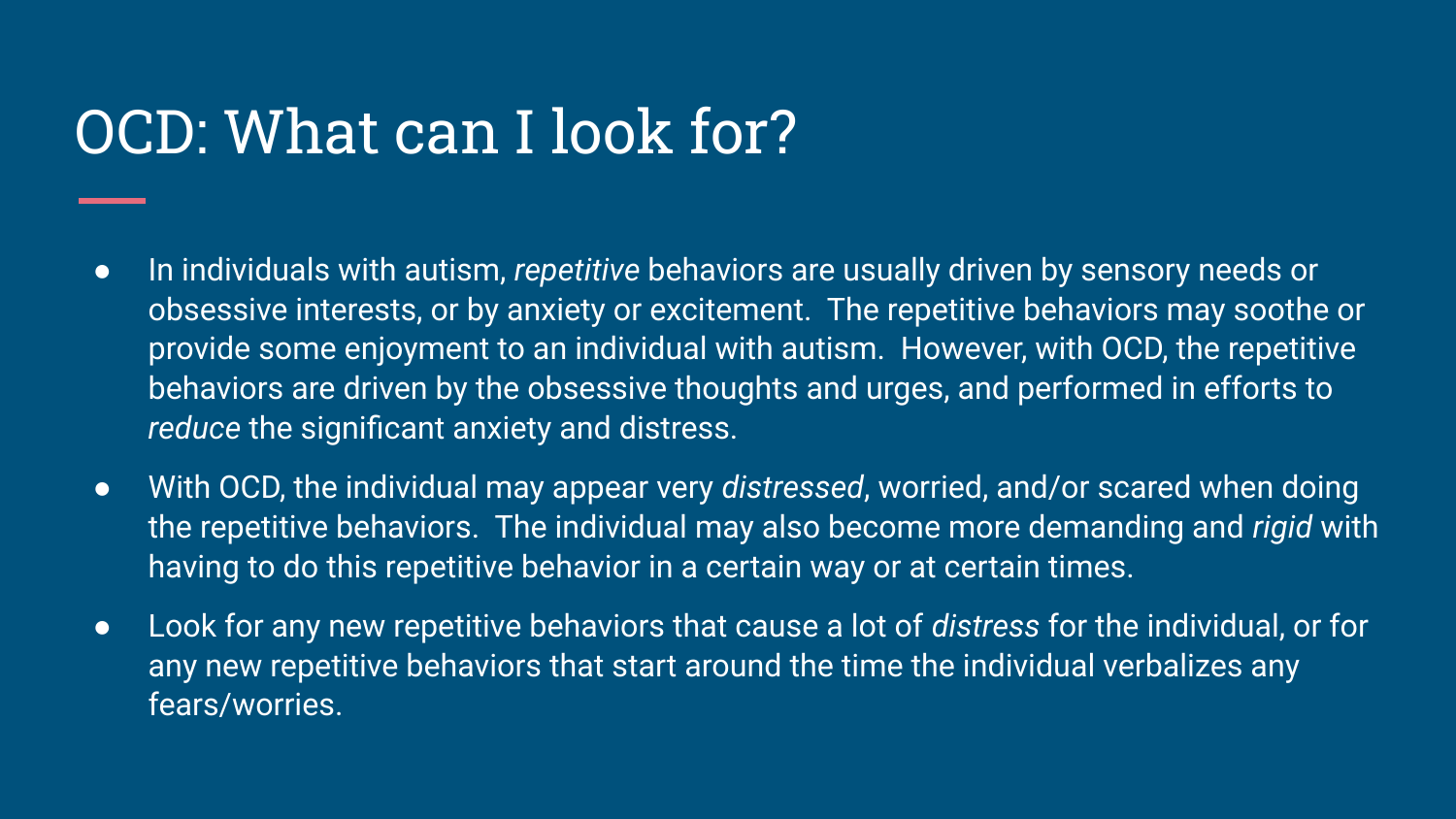# OCD: What can I look for?

- In individuals with autism, *repetitive* behaviors are usually driven by sensory needs or obsessive interests, or by anxiety or excitement. The repetitive behaviors may soothe or provide some enjoyment to an individual with autism. However, with OCD, the repetitive behaviors are driven by the obsessive thoughts and urges, and performed in efforts to *reduce* the significant anxiety and distress.
- With OCD, the individual may appear very *distressed*, worried, and/or scared when doing the repetitive behaviors. The individual may also become more demanding and *rigid* with having to do this repetitive behavior in a certain way or at certain times.
- Look for any new repetitive behaviors that cause a lot of *distress* for the individual, or for any new repetitive behaviors that start around the time the individual verbalizes any fears/worries.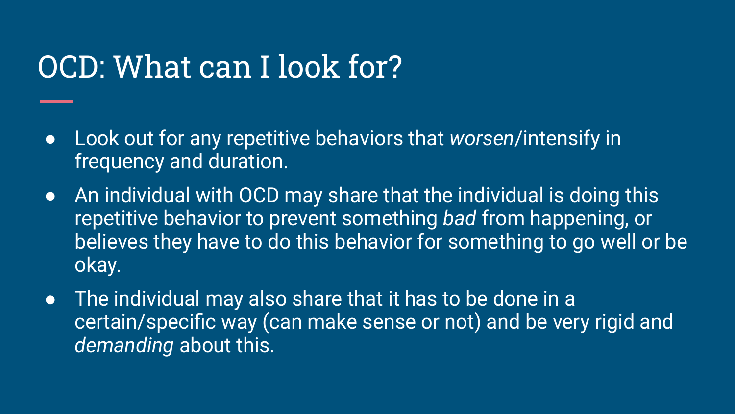# OCD: What can I look for?

- Look out for any repetitive behaviors that *worsen*/intensify in frequency and duration.
- An individual with OCD may share that the individual is doing this repetitive behavior to prevent something *bad* from happening, or believes they have to do this behavior for something to go well or be okay.
- The individual may also share that it has to be done in a certain/specific way (can make sense or not) and be very rigid and *demanding* about this.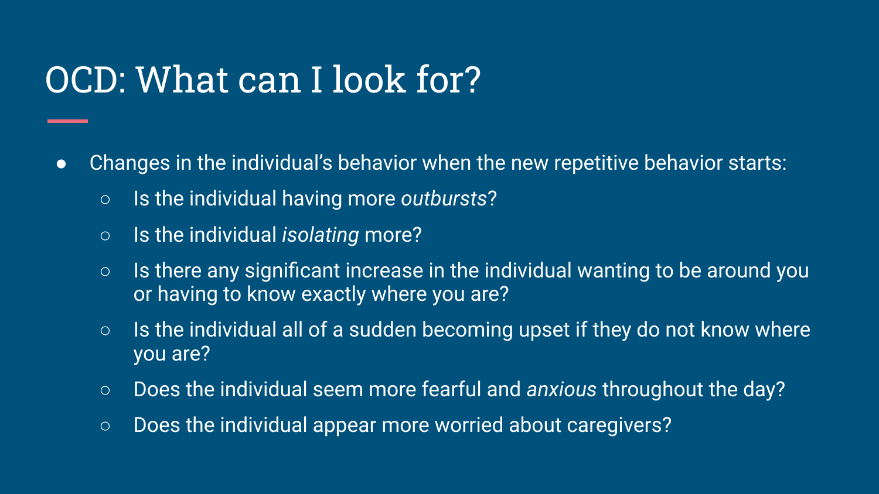# OCD: What can I look for?

- Changes in the individual's behavior when the new repetitive behavior starts:
  - Is the individual having more *outbursts*?
  - Is the individual *isolating* more?
  - Is there any significant increase in the individual wanting to be around you or having to know exactly where you are?
  - Is the individual all of a sudden becoming upset if they do not know where you are?
  - Does the individual seem more fearful and *anxious* throughout the day?
  - Does the individual appear more worried about caregivers?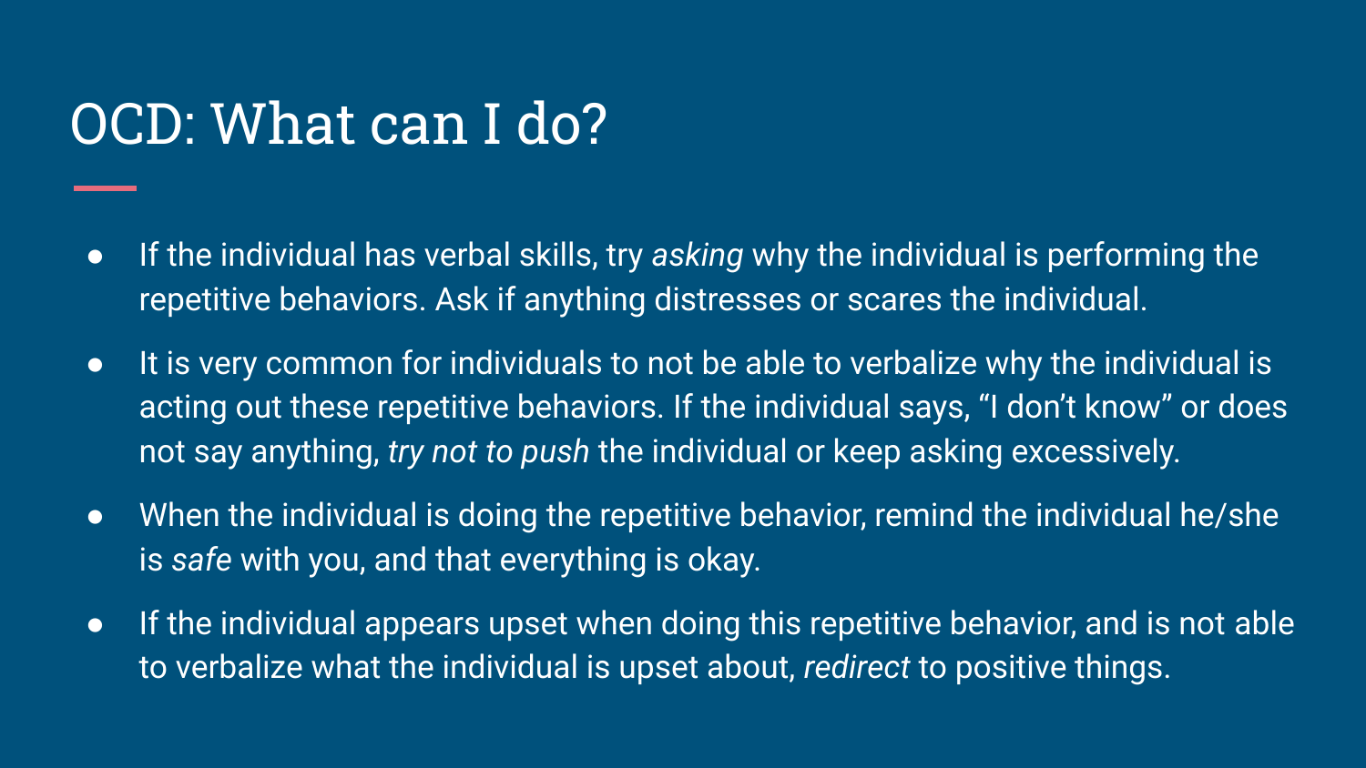# OCD: What can I do?

- If the individual has verbal skills, try *asking* why the individual is performing the repetitive behaviors. Ask if anything distresses or scares the individual.
- It is very common for individuals to not be able to verbalize why the individual is acting out these repetitive behaviors. If the individual says, "I don't know" or does not say anything, *try not to push* the individual or keep asking excessively.
- When the individual is doing the repetitive behavior, remind the individual he/she is *safe* with you, and that everything is okay.
- If the individual appears upset when doing this repetitive behavior, and is not able to verbalize what the individual is upset about, *redirect* to positive things.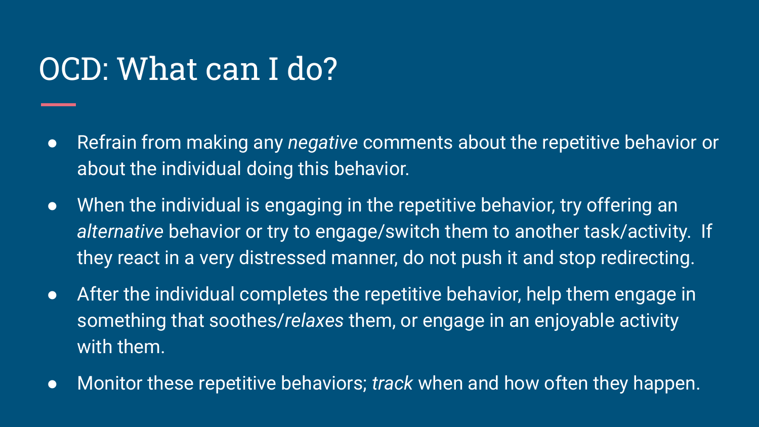# OCD: What can I do?

- Refrain from making any *negative* comments about the repetitive behavior or about the individual doing this behavior.
- When the individual is engaging in the repetitive behavior, try offering an *alternative* behavior or try to engage/switch them to another task/activity. If they react in a very distressed manner, do not push it and stop redirecting.
- After the individual completes the repetitive behavior, help them engage in something that soothes/*relaxes* them, or engage in an enjoyable activity with them.
- Monitor these repetitive behaviors; *track* when and how often they happen.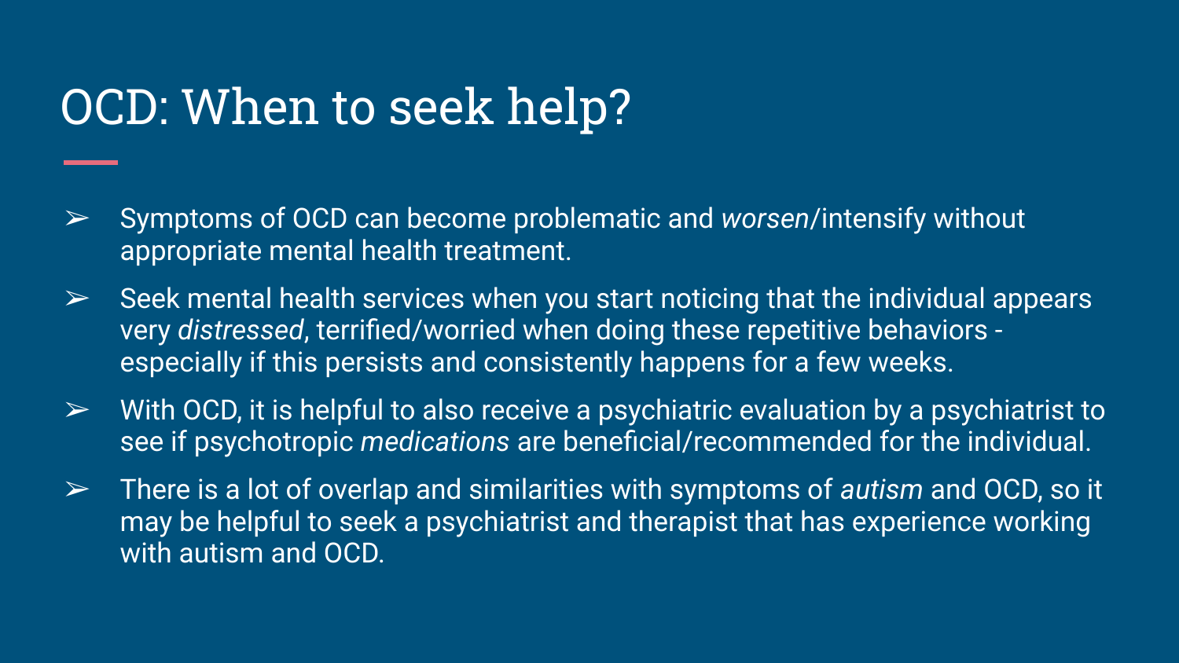# OCD: When to seek help?

- Symptoms of OCD can become problematic and *worsen*/intensify without appropriate mental health treatment.
- Seek mental health services when you start noticing that the individual appears very *distressed*, terrified/worried when doing these repetitive behaviors - especially if this persists and consistently happens for a few weeks.
- With OCD, it is helpful to also receive a psychiatric evaluation by a psychiatrist to see if psychotropic *medications* are beneficial/recommended for the individual.
- There is a lot of overlap and similarities with symptoms of *autism* and OCD, so it may be helpful to seek a psychiatrist and therapist that has experience working with autism and OCD.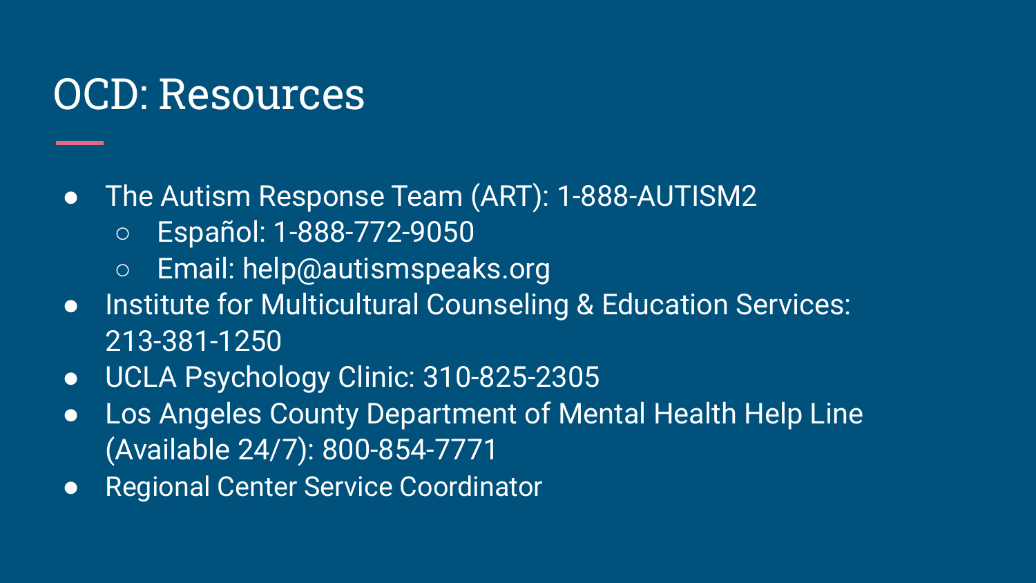# OCD: Resources

- The Autism Response Team (ART): 1-888-AUTISM2
  - Español: 1-888-772-9050
  - Email: help@autismspeaks.org
- Institute for Multicultural Counseling & Education Services: 213-381-1250
- UCLA Psychology Clinic: 310-825-2305
- Los Angeles County Department of Mental Health Help Line (Available 24/7): 800-854-7771
- Regional Center Service Coordinator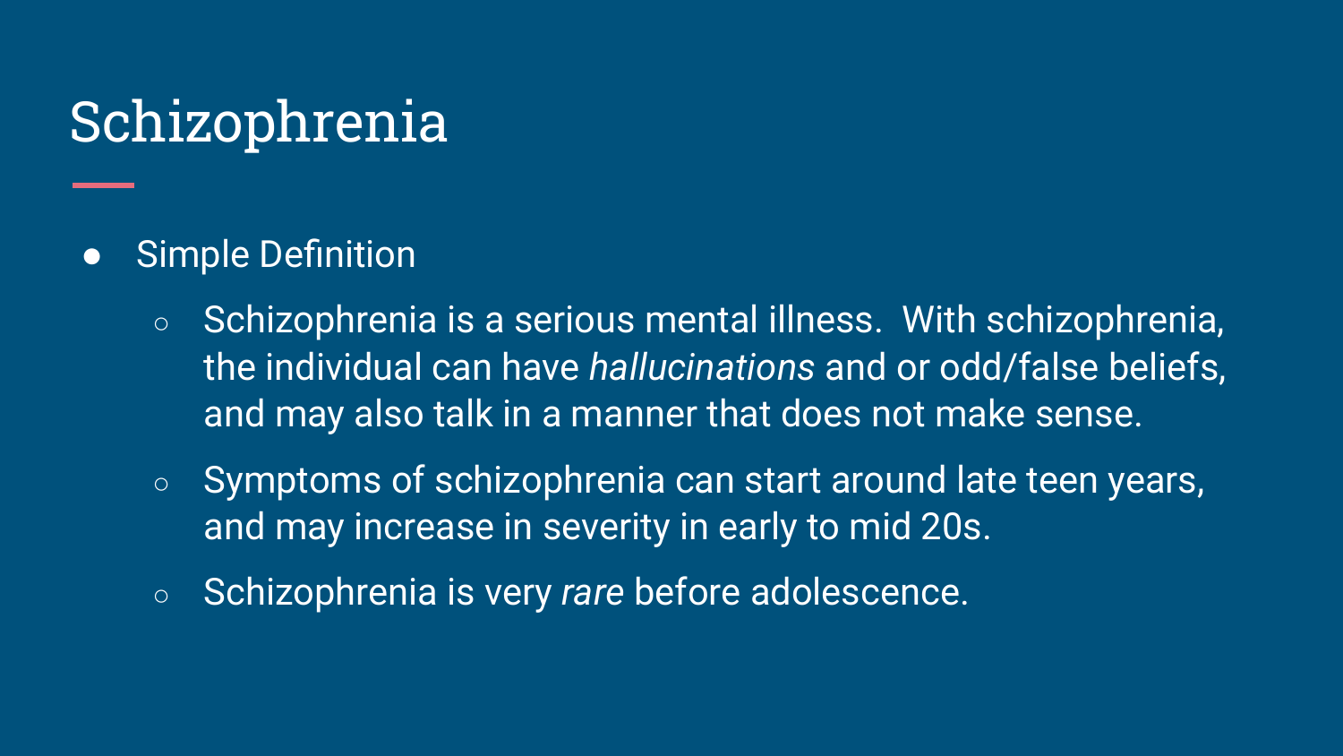# Schizophrenia

- Simple Definition
  - Schizophrenia is a serious mental illness. With schizophrenia, the individual can have *hallucinations* and or odd/false beliefs, and may also talk in a manner that does not make sense.
  - Symptoms of schizophrenia can start around late teen years, and may increase in severity in early to mid 20s.
  - Schizophrenia is very *rare* before adolescence.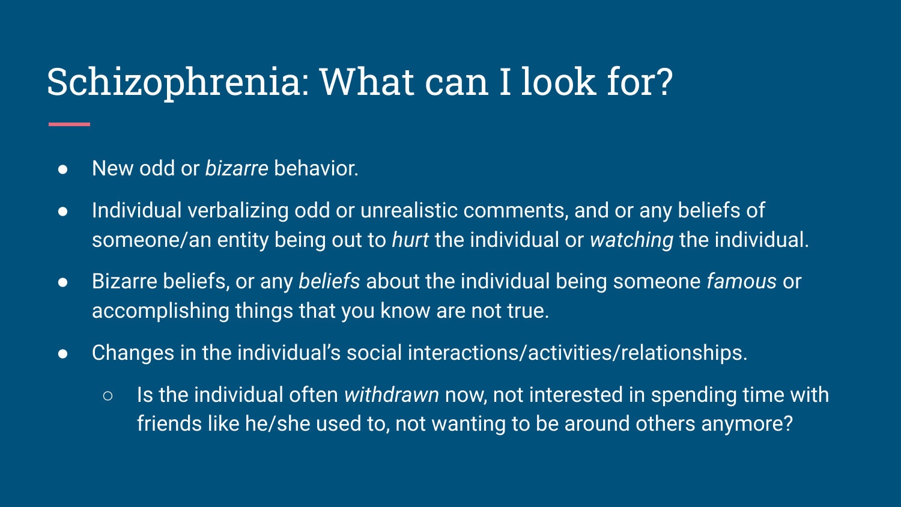# Schizophrenia: What can I look for?

- New odd or *bizarre* behavior.
- Individual verbalizing odd or unrealistic comments, and or any beliefs of someone/an entity being out to *hurt* the individual or *watching* the individual.
- Bizarre beliefs, or any *beliefs* about the individual being someone *famous* or accomplishing things that you know are not true.
- Changes in the individual's social interactions/activities/relationships.
  - Is the individual often *withdrawn* now, not interested in spending time with friends like he/she used to, not wanting to be around others anymore?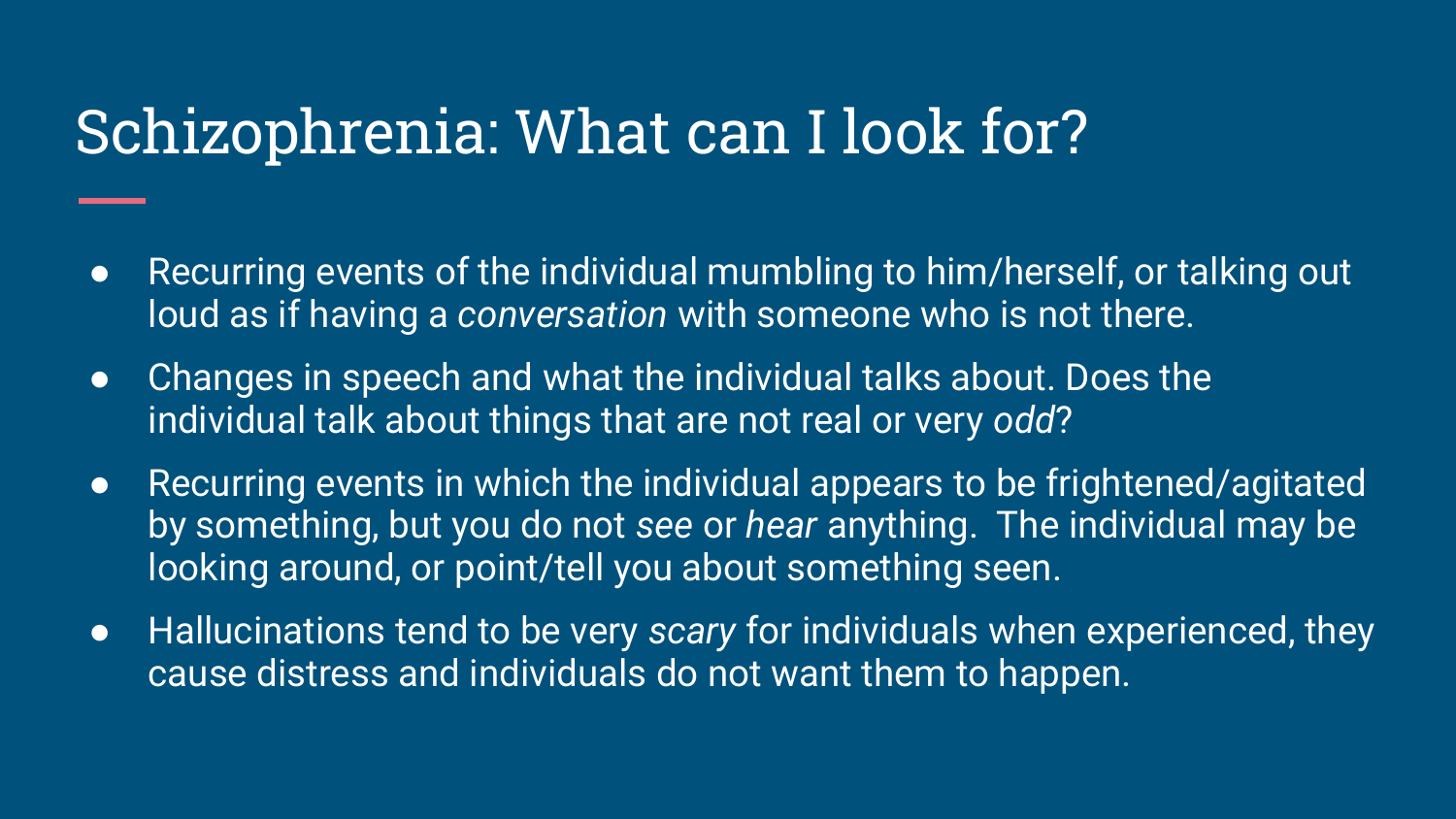# Schizophrenia: What can I look for?

- Recurring events of the individual mumbling to him/herself, or talking out loud as if having a *conversation* with someone who is not there.
- Changes in speech and what the individual talks about. Does the individual talk about things that are not real or very *odd*?
- Recurring events in which the individual appears to be frightened/agitated by something, but you do not *see* or *hear* anything. The individual may be looking around, or point/tell you about something seen.
- Hallucinations tend to be very *scary* for individuals when experienced, they cause distress and individuals do not want them to happen.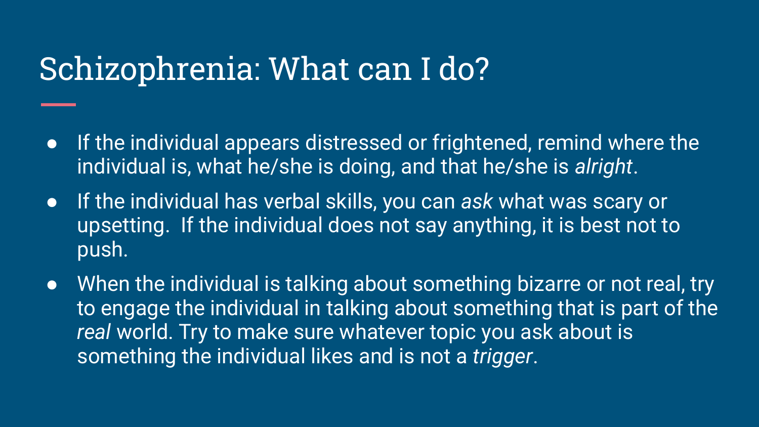# Schizophrenia: What can I do?

- If the individual appears distressed or frightened, remind where the individual is, what he/she is doing, and that he/she is *alright*.
- If the individual has verbal skills, you can *ask* what was scary or upsetting. If the individual does not say anything, it is best not to push.
- When the individual is talking about something bizarre or not real, try to engage the individual in talking about something that is part of the *real* world. Try to make sure whatever topic you ask about is something the individual likes and is not a *trigger*.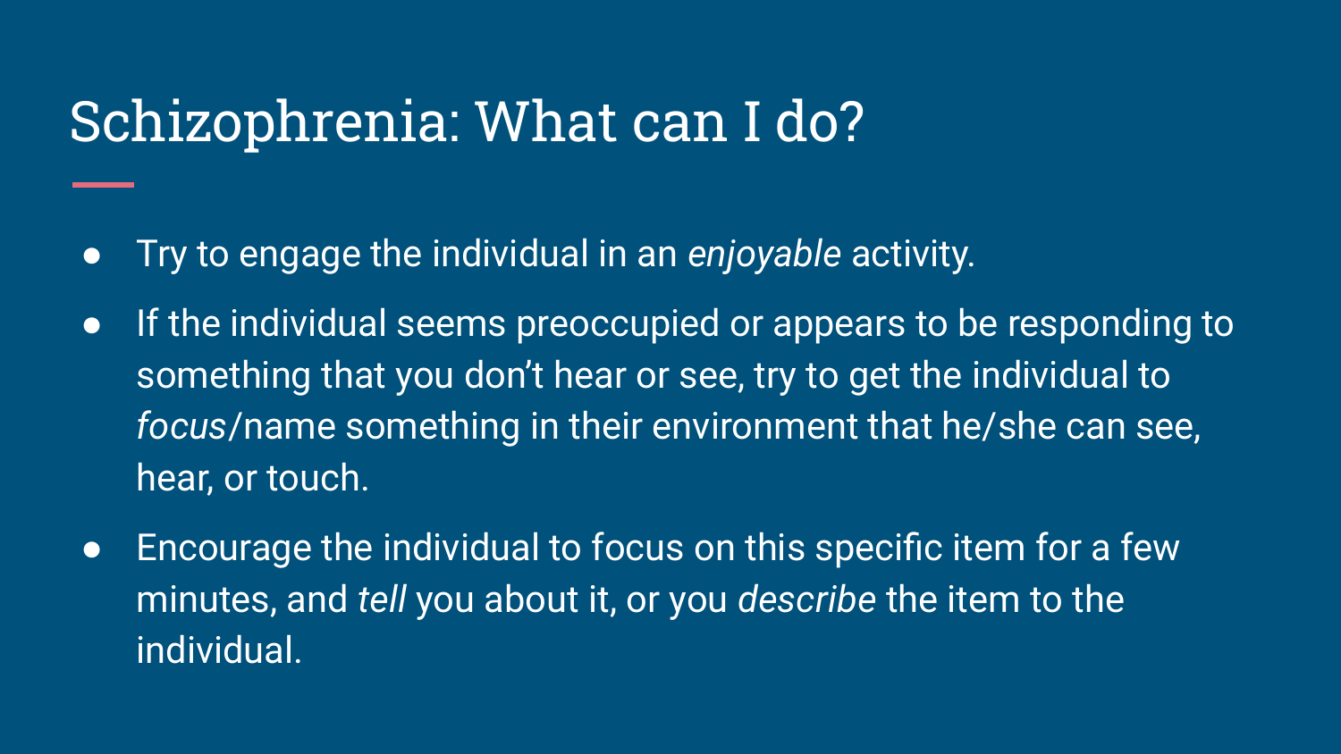# Schizophrenia: What can I do?

- Try to engage the individual in an *enjoyable* activity.
- If the individual seems preoccupied or appears to be responding to something that you don't hear or see, try to get the individual to *focus*/name something in their environment that he/she can see, hear, or touch.
- Encourage the individual to focus on this specific item for a few minutes, and *tell* you about it, or you *describe* the item to the individual.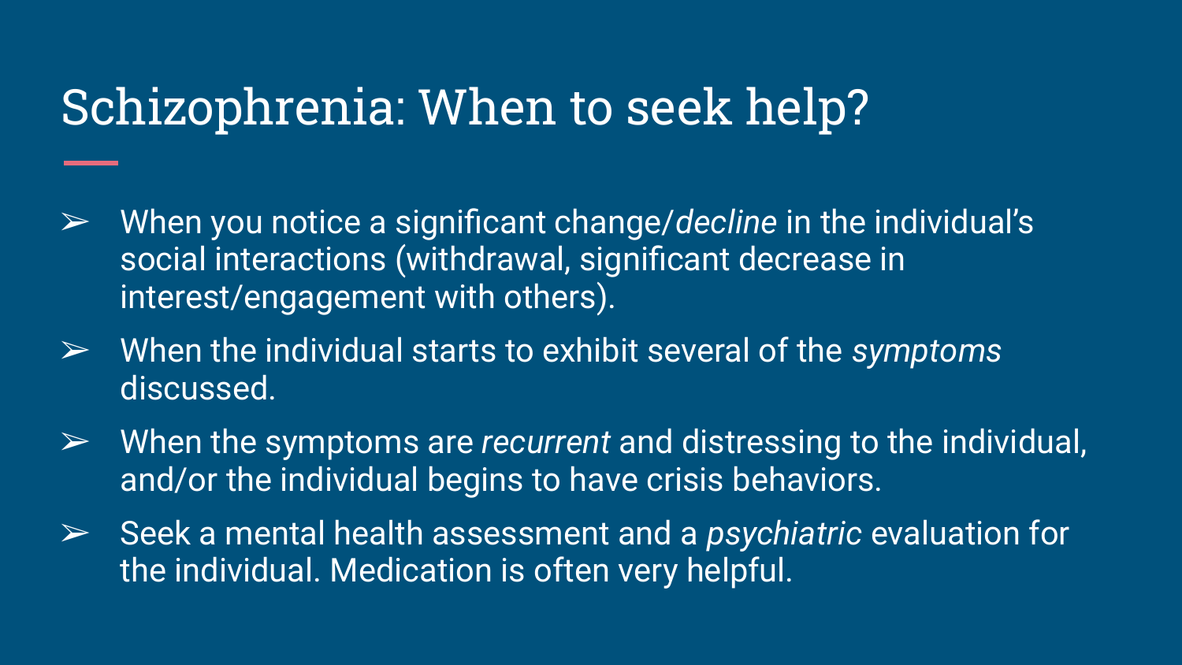# Schizophrenia: When to seek help?

- When you notice a significant change/*decline* in the individual's social interactions (withdrawal, significant decrease in interest/engagement with others).
- When the individual starts to exhibit several of the *symptoms* discussed.
- When the symptoms are *recurrent* and distressing to the individual, and/or the individual begins to have crisis behaviors.
- Seek a mental health assessment and a *psychiatric* evaluation for the individual. Medication is often very helpful.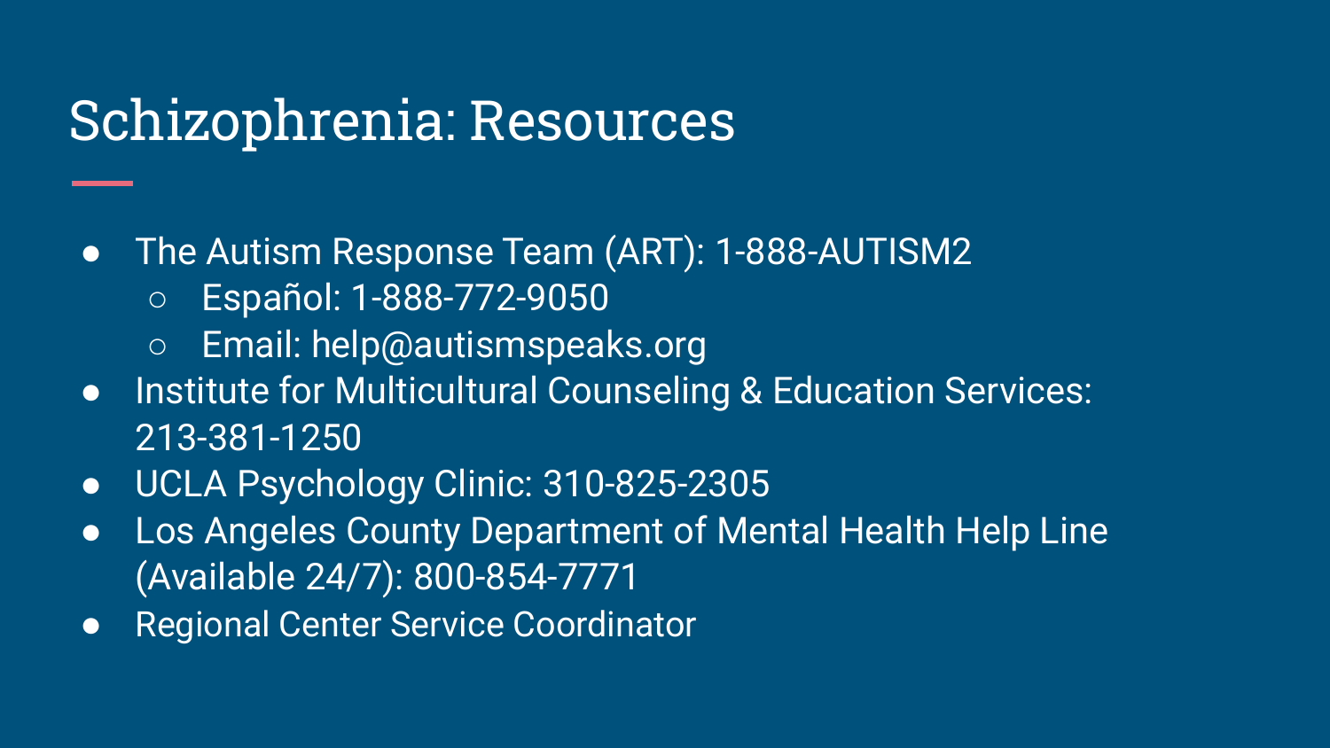# Schizophrenia: Resources

- The Autism Response Team (ART): 1-888-AUTISM2
  - Español: 1-888-772-9050
  - Email: help@autismspeaks.org
- Institute for Multicultural Counseling & Education Services: 213-381-1250
- UCLA Psychology Clinic: 310-825-2305
- Los Angeles County Department of Mental Health Help Line (Available 24/7): 800-854-7771
- Regional Center Service Coordinator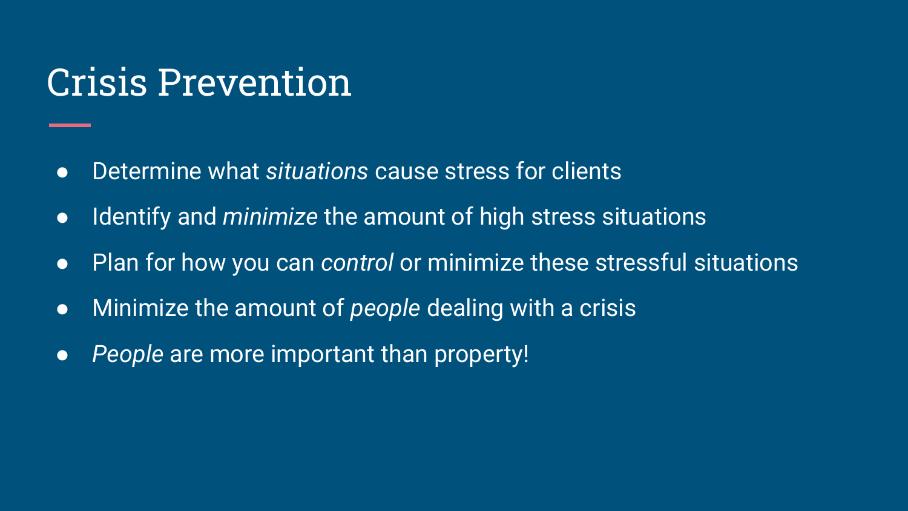# Crisis Prevention

- Determine what *situations* cause stress for clients
- Identify and *minimize* the amount of high stress situations
- Plan for how you can *control* or minimize these stressful situations
- Minimize the amount of *people* dealing with a crisis
- *People* are more important than property!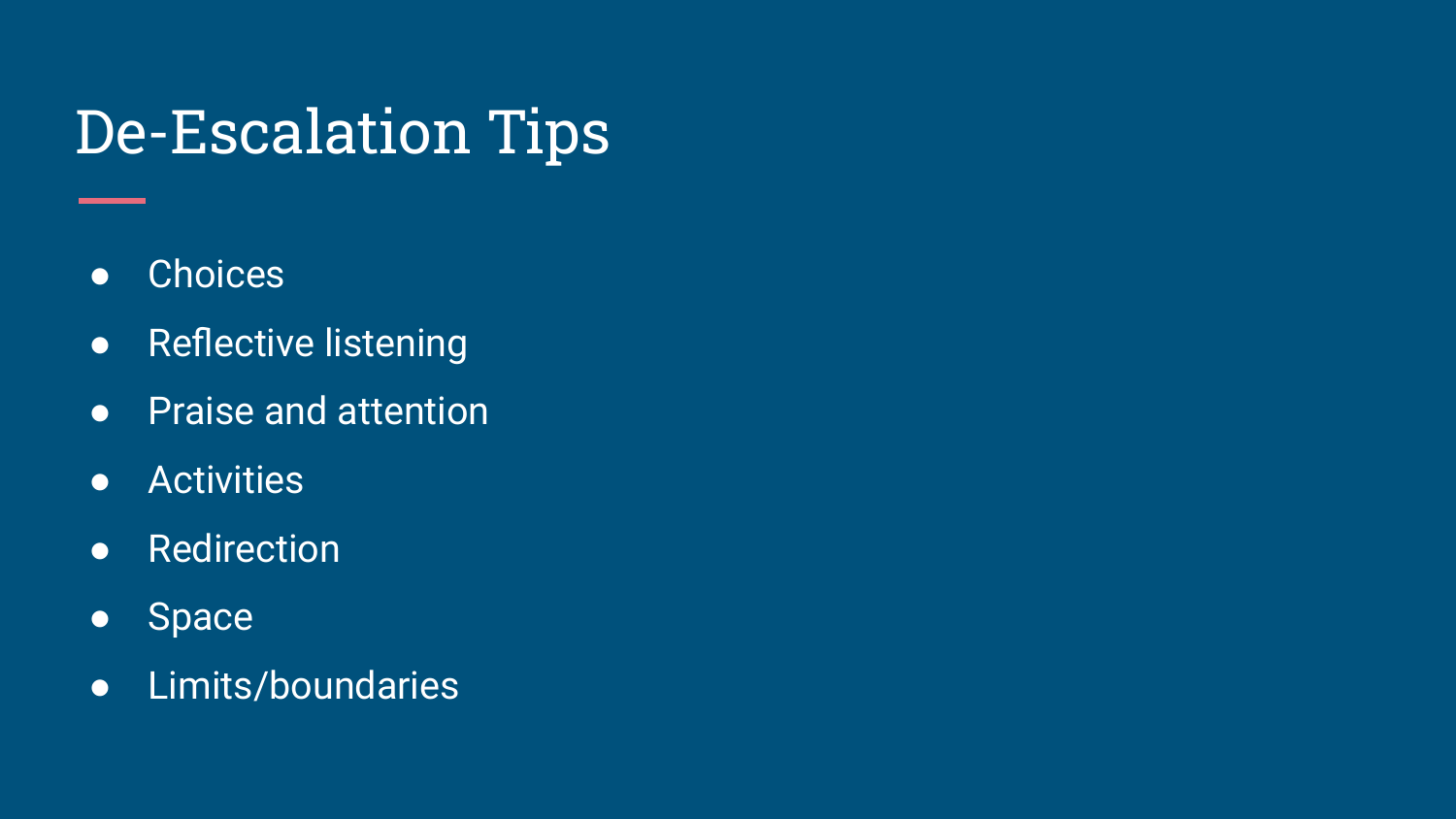# De-Escalation Tips

- Choices
- Reflective listening
- Praise and attention
- Activities
- Redirection
- Space
- Limits/boundaries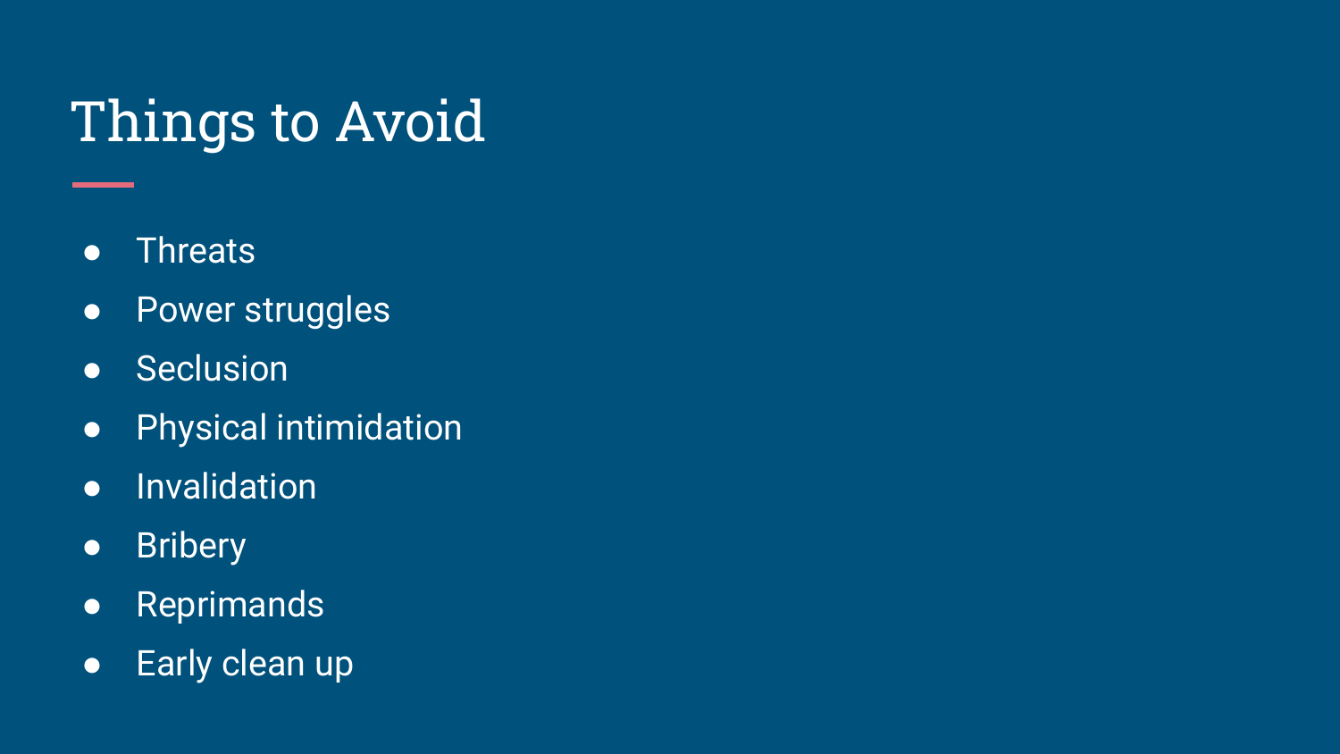# Things to Avoid

- Threats
- Power struggles
- Seclusion
- Physical intimidation
- Invalidation
- Bribery
- Reprimands
- Early clean up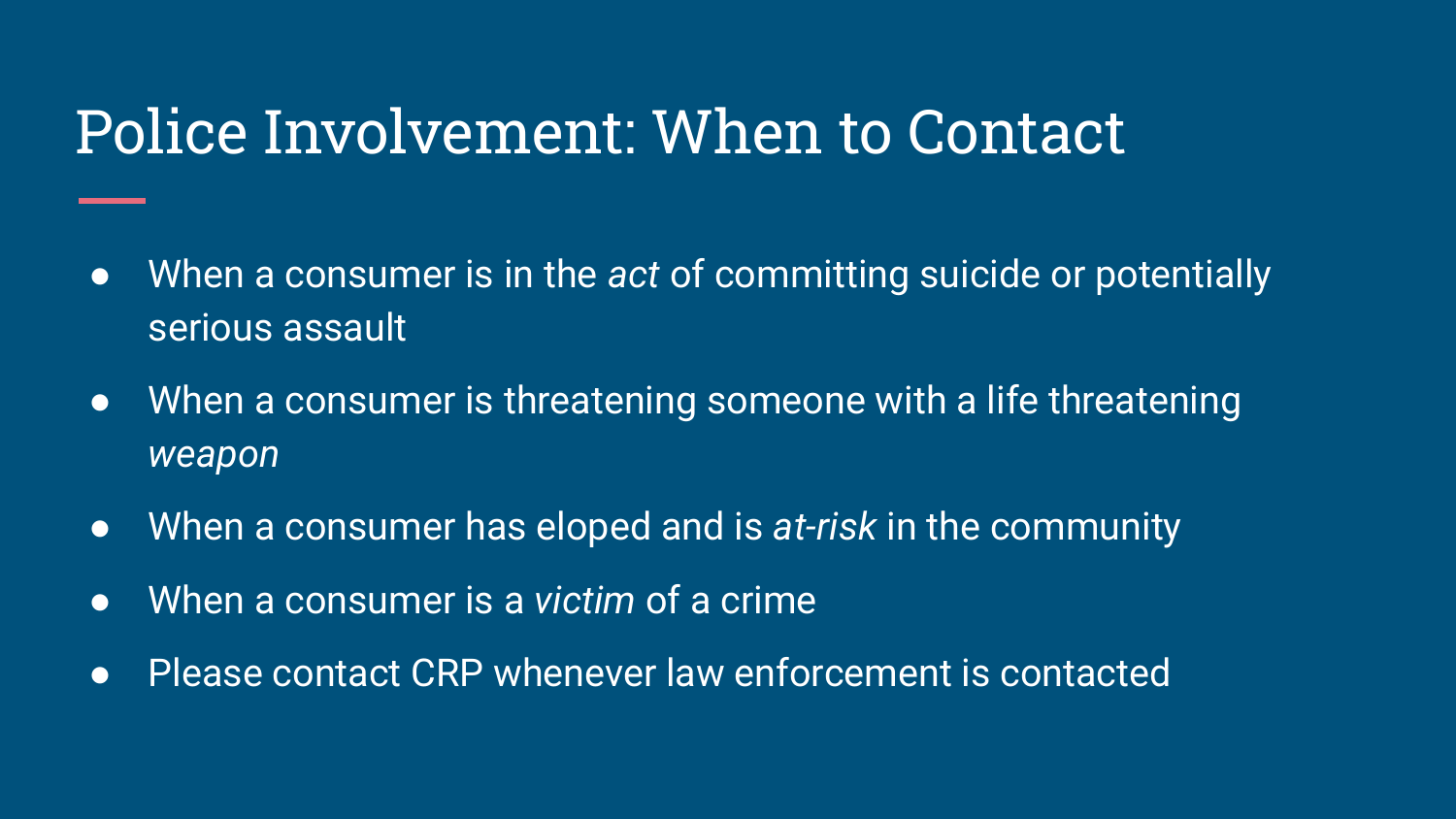# Police Involvement: When to Contact

- When a consumer is in the *act* of committing suicide or potentially serious assault
- When a consumer is threatening someone with a life threatening *weapon*
- When a consumer has eloped and is *at-risk* in the community
- When a consumer is a *victim* of a crime
- Please contact CRP whenever law enforcement is contacted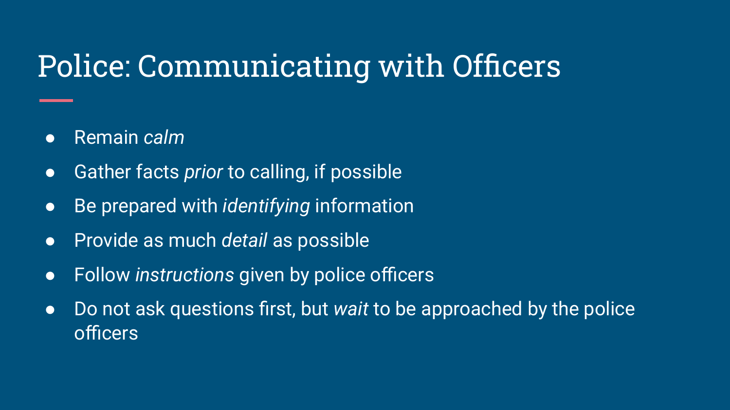# Police: Communicating with Officers

- Remain *calm*
- Gather facts *prior* to calling, if possible
- Be prepared with *identifying* information
- Provide as much *detail* as possible
- Follow *instructions* given by police officers
- Do not ask questions first, but *wait* to be approached by the police officers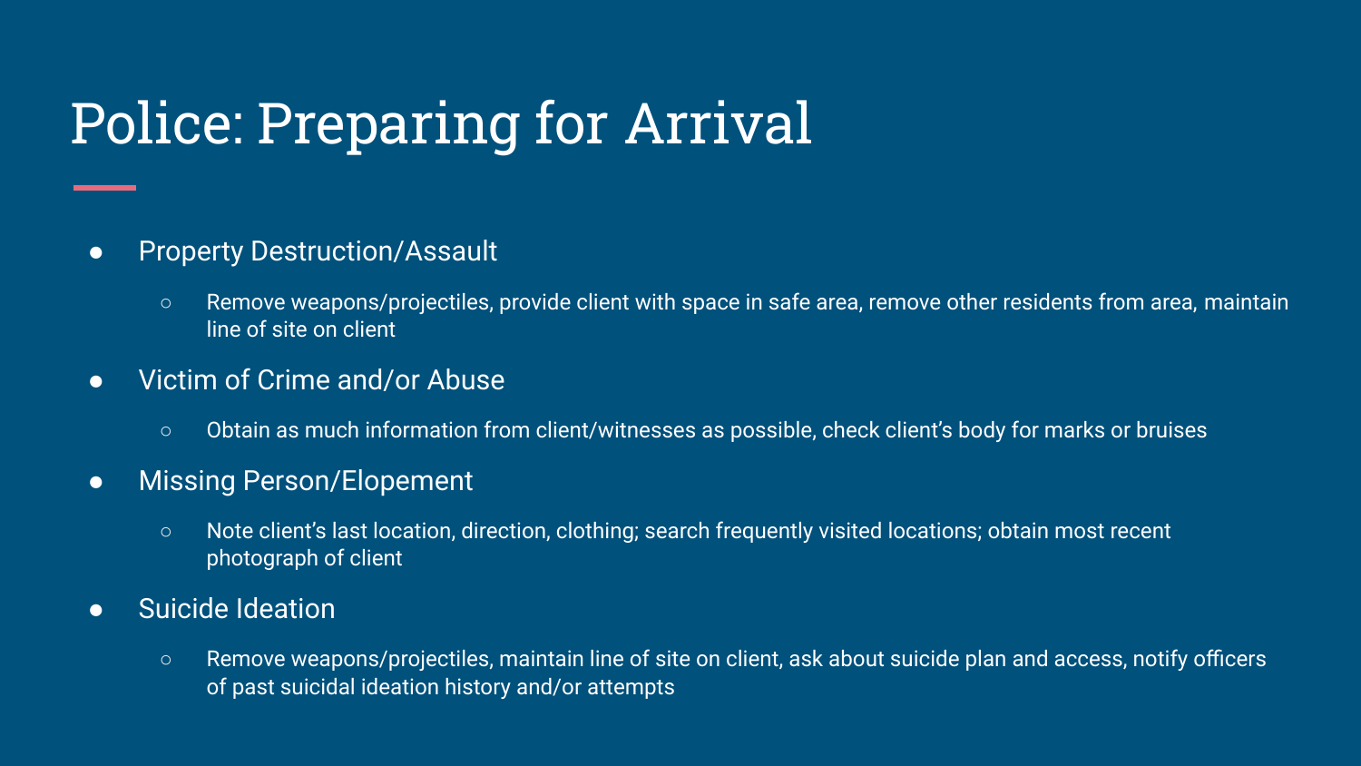# Police: Preparing for Arrival

- Property Destruction/Assault
  - Remove weapons/projectiles, provide client with space in safe area, remove other residents from area, maintain line of site on client
- Victim of Crime and/or Abuse
  - Obtain as much information from client/witnesses as possible, check client's body for marks or bruises
- Missing Person/Elopement
  - Note client's last location, direction, clothing; search frequently visited locations; obtain most recent photograph of client
- Suicide Ideation
  - Remove weapons/projectiles, maintain line of site on client, ask about suicide plan and access, notify officers of past suicidal ideation history and/or attempts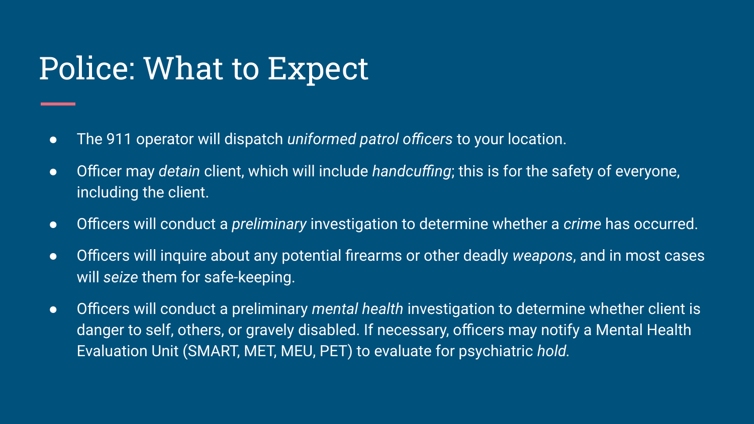# Police: What to Expect

- The 911 operator will dispatch *uniformed patrol officers* to your location.
- Officer may *detain* client, which will include *handcuffing*; this is for the safety of everyone, including the client.
- Officers will conduct a *preliminary* investigation to determine whether a *crime* has occurred.
- Officers will inquire about any potential firearms or other deadly *weapons*, and in most cases will *seize* them for safe-keeping.
- Officers will conduct a preliminary *mental health* investigation to determine whether client is danger to self, others, or gravely disabled. If necessary, officers may notify a Mental Health Evaluation Unit (SMART, MET, MEU, PET) to evaluate for psychiatric *hold*.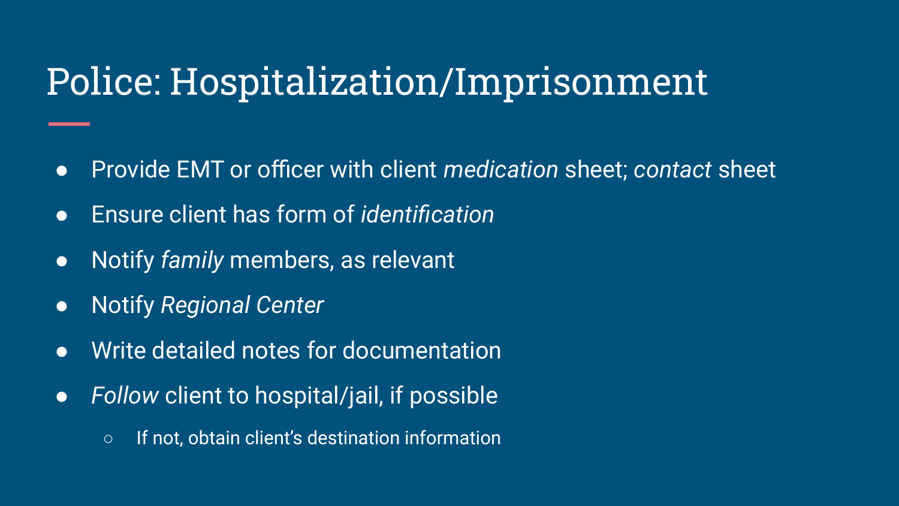# Police: Hospitalization/Imprisonment

- Provide EMT or officer with client *medication* sheet; *contact* sheet
- Ensure client has form of *identification*
- Notify *family* members, as relevant
- Notify *Regional Center*
- Write detailed notes for documentation
- *Follow* client to hospital/jail, if possible
  - If not, obtain client's destination information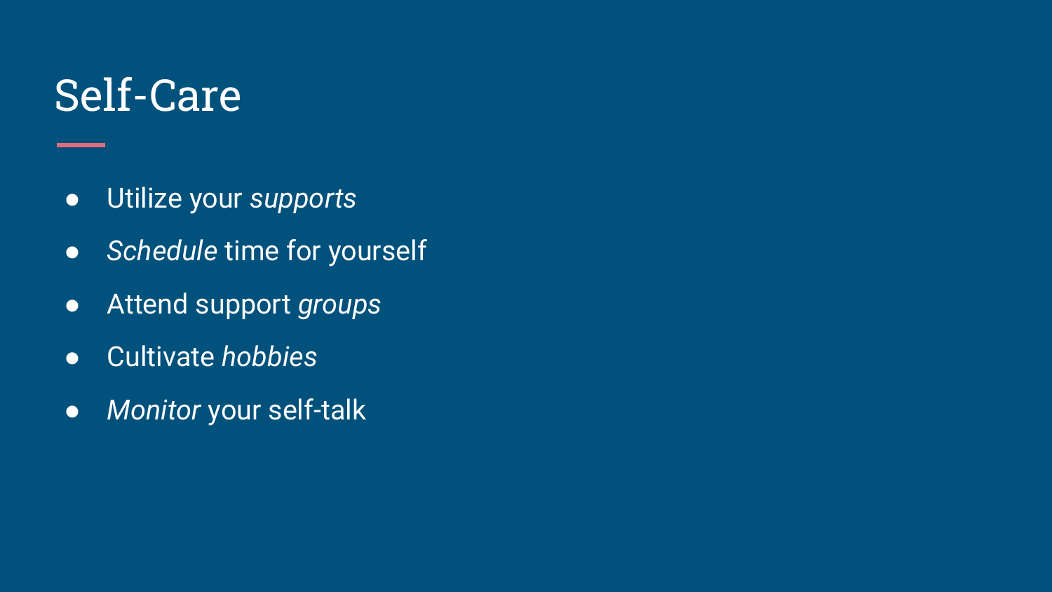# Self-Care

- Utilize your *supports*
- *Schedule* time for yourself
- Attend support *groups*
- Cultivate *hobbies*
- *Monitor* your self-talk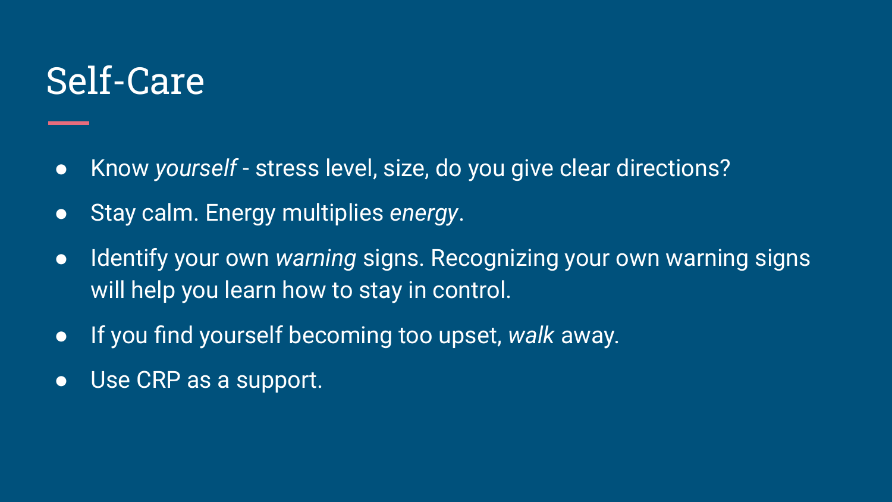# Self-Care

- Know *yourself* - stress level, size, do you give clear directions?
- Stay calm. Energy multiplies *energy*.
- Identify your own *warning* signs. Recognizing your own warning signs will help you learn how to stay in control.
- If you find yourself becoming too upset, *walk* away.
- Use CRP as a support.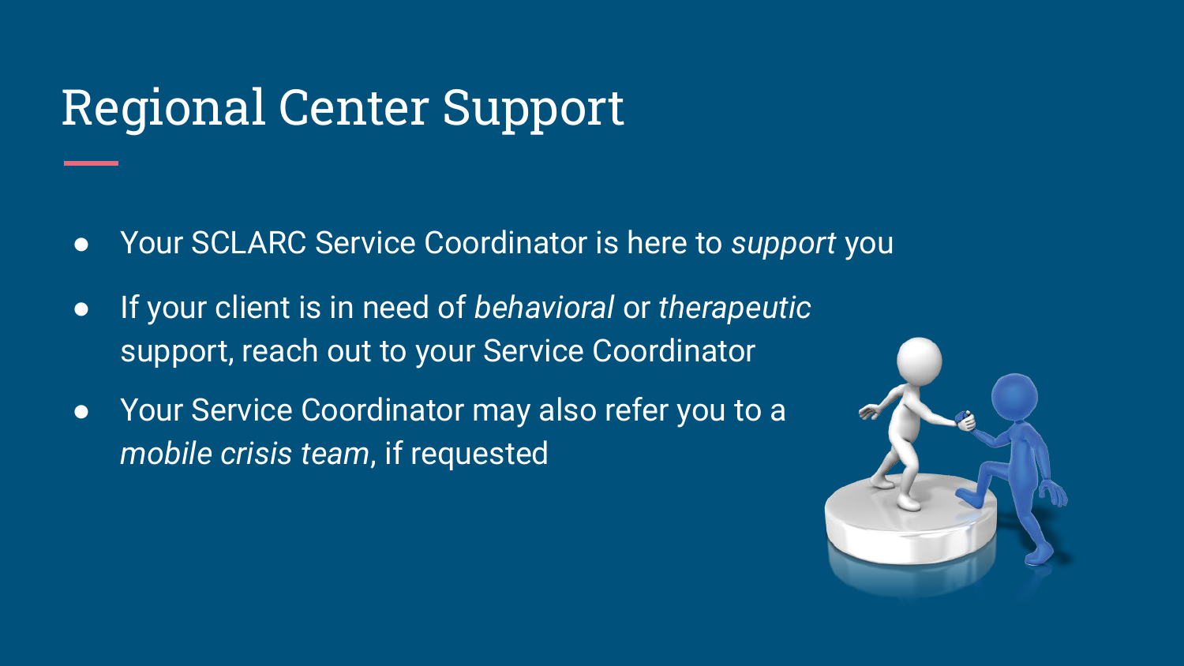# Regional Center Support

- Your SCLARC Service Coordinator is here to *support* you
- If your client is in need of *behavioral* or *therapeutic* support, reach out to your Service Coordinator
- Your Service Coordinator may also refer you to a *mobile crisis team*, if requested